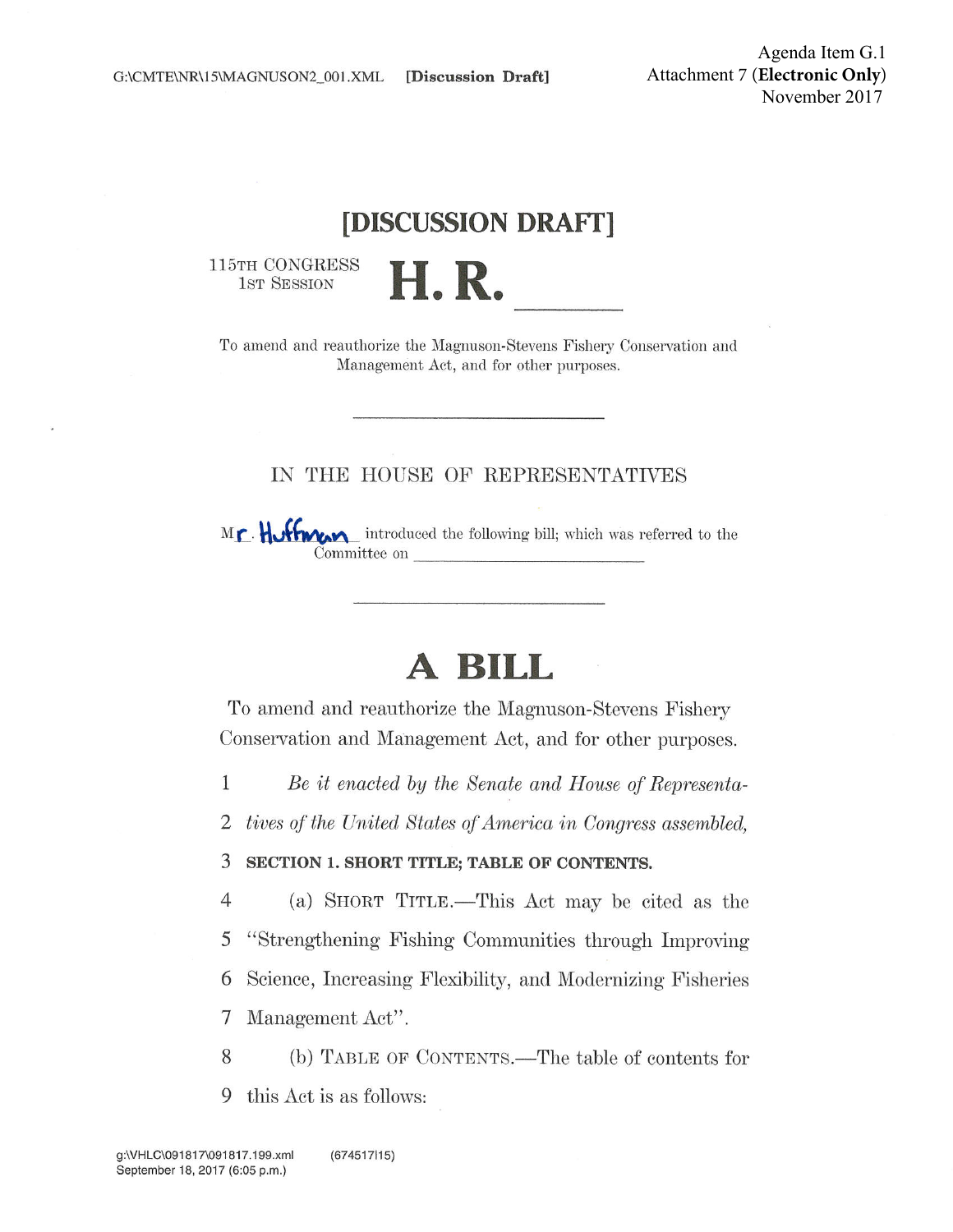Agenda Item G.1
Attachment 7 (**Electronic Only**)
November 2017

G:\CMTE\NR\15\MAGNUSON2_001.XML **[Discussion Draft]**

# [DISCUSSION DRAFT]

115TH CONGRESS
1ST SESSION

# H. R. \_\_\_\_\_

To amend and reauthorize the Magnuson-Stevens Fishery Conservation and Management Act, and for other purposes.

---

IN THE HOUSE OF REPRESENTATIVES

Mr. Huffman introduced the following bill; which was referred to the Committee on \_\_\_\_\_\_\_\_\_\_\_\_\_\_\_\_\_\_\_\_

---

# A BILL

To amend and reauthorize the Magnuson-Stevens Fishery Conservation and Management Act, and for other purposes.

1 *Be it enacted by the Senate and House of Representa-*
2 *tives of the United States of America in Congress assembled,*
3 **SECTION 1. SHORT TITLE; TABLE OF CONTENTS.**
4 (a) SHORT TITLE.—This Act may be cited as the
5 "Strengthening Fishing Communities through Improving
6 Science, Increasing Flexibility, and Modernizing Fisheries
7 Management Act".
8 (b) TABLE OF CONTENTS.—The table of contents for
9 this Act is as follows:

g:\VHLC\091817\091817.199.xml (674517|15)
September 18, 2017 (6:05 p.m.)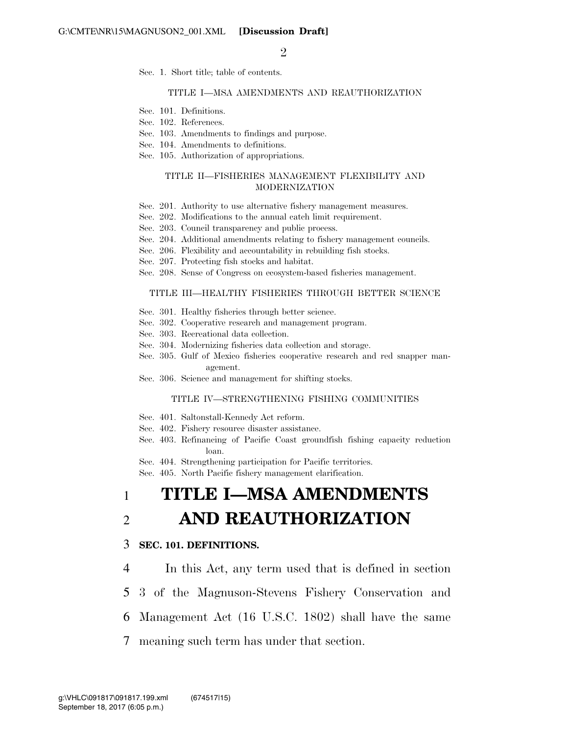Sec. 1. Short title; table of contents.

TITLE I—MSA AMENDMENTS AND REAUTHORIZATION

Sec. 101. Definitions.
Sec. 102. References.
Sec. 103. Amendments to findings and purpose.
Sec. 104. Amendments to definitions.
Sec. 105. Authorization of appropriations.

TITLE II—FISHERIES MANAGEMENT FLEXIBILITY AND MODERNIZATION

Sec. 201. Authority to use alternative fishery management measures.
Sec. 202. Modifications to the annual catch limit requirement.
Sec. 203. Council transparency and public process.
Sec. 204. Additional amendments relating to fishery management councils.
Sec. 206. Flexibility and accountability in rebuilding fish stocks.
Sec. 207. Protecting fish stocks and habitat.
Sec. 208. Sense of Congress on ecosystem-based fisheries management.

TITLE III—HEALTHY FISHERIES THROUGH BETTER SCIENCE

Sec. 301. Healthy fisheries through better science.
Sec. 302. Cooperative research and management program.
Sec. 303. Recreational data collection.
Sec. 304. Modernizing fisheries data collection and storage.
Sec. 305. Gulf of Mexico fisheries cooperative research and red snapper management.
Sec. 306. Science and management for shifting stocks.

TITLE IV—STRENGTHENING FISHING COMMUNITIES

Sec. 401. Saltonstall-Kennedy Act reform.
Sec. 402. Fishery resource disaster assistance.
Sec. 403. Refinancing of Pacific Coast groundfish fishing capacity reduction loan.
Sec. 404. Strengthening participation for Pacific territories.
Sec. 405. North Pacific fishery management clarification.

# TITLE I—MSA AMENDMENTS AND REAUTHORIZATION

## SEC. 101. DEFINITIONS.

In this Act, any term used that is defined in section 3 of the Magnuson-Stevens Fishery Conservation and Management Act (16 U.S.C. 1802) shall have the same meaning such term has under that section.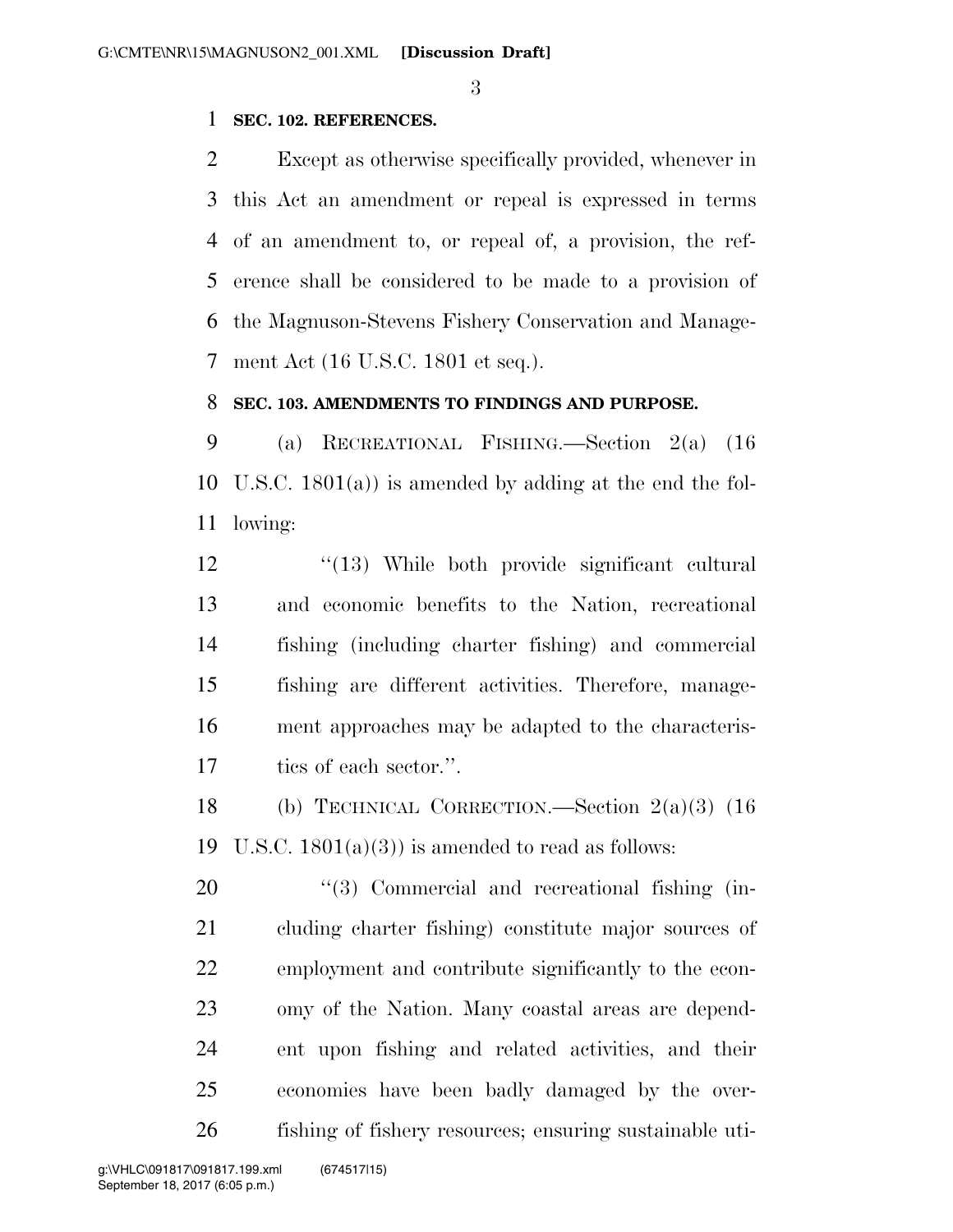**SEC. 102. REFERENCES.**

Except as otherwise specifically provided, whenever in this Act an amendment or repeal is expressed in terms of an amendment to, or repeal of, a provision, the reference shall be considered to be made to a provision of the Magnuson-Stevens Fishery Conservation and Management Act (16 U.S.C. 1801 et seq.).

**SEC. 103. AMENDMENTS TO FINDINGS AND PURPOSE.**

(a) RECREATIONAL FISHING.—Section 2(a) (16 U.S.C. 1801(a)) is amended by adding at the end the following:

> "(13) While both provide significant cultural and economic benefits to the Nation, recreational fishing (including charter fishing) and commercial fishing are different activities. Therefore, management approaches may be adapted to the characteristics of each sector.".

(b) TECHNICAL CORRECTION.—Section 2(a)(3) (16 U.S.C. 1801(a)(3)) is amended to read as follows:

> "(3) Commercial and recreational fishing (including charter fishing) constitute major sources of employment and contribute significantly to the economy of the Nation. Many coastal areas are dependent upon fishing and related activities, and their economies have been badly damaged by the overfishing of fishery resources; ensuring sustainable uti-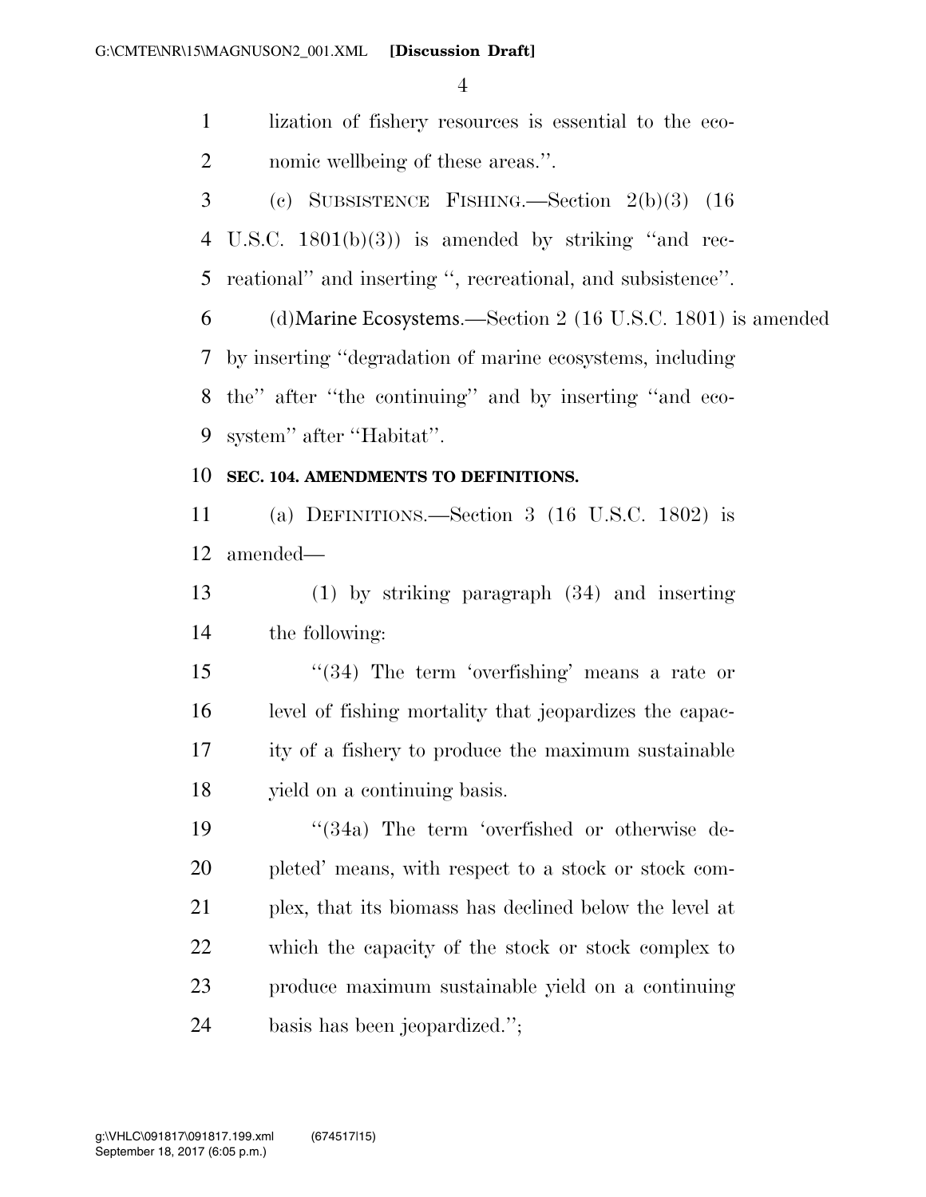lization of fishery resources is essential to the economic wellbeing of these areas.''.

(c) SUBSISTENCE FISHING.—Section 2(b)(3) (16 U.S.C. 1801(b)(3)) is amended by striking ''and recreational'' and inserting '', recreational, and subsistence''.

(d)Marine Ecosystems.—Section 2 (16 U.S.C. 1801) is amended by inserting ''degradation of marine ecosystems, including the'' after ''the continuing'' and by inserting ''and ecosystem'' after ''Habitat''.

**SEC. 104. AMENDMENTS TO DEFINITIONS.**

(a) DEFINITIONS.—Section 3 (16 U.S.C. 1802) is amended—

(1) by striking paragraph (34) and inserting the following:

''(34) The term 'overfishing' means a rate or level of fishing mortality that jeopardizes the capacity of a fishery to produce the maximum sustainable yield on a continuing basis.

''(34a) The term 'overfished or otherwise depleted' means, with respect to a stock or stock complex, that its biomass has declined below the level at which the capacity of the stock or stock complex to produce maximum sustainable yield on a continuing basis has been jeopardized.'';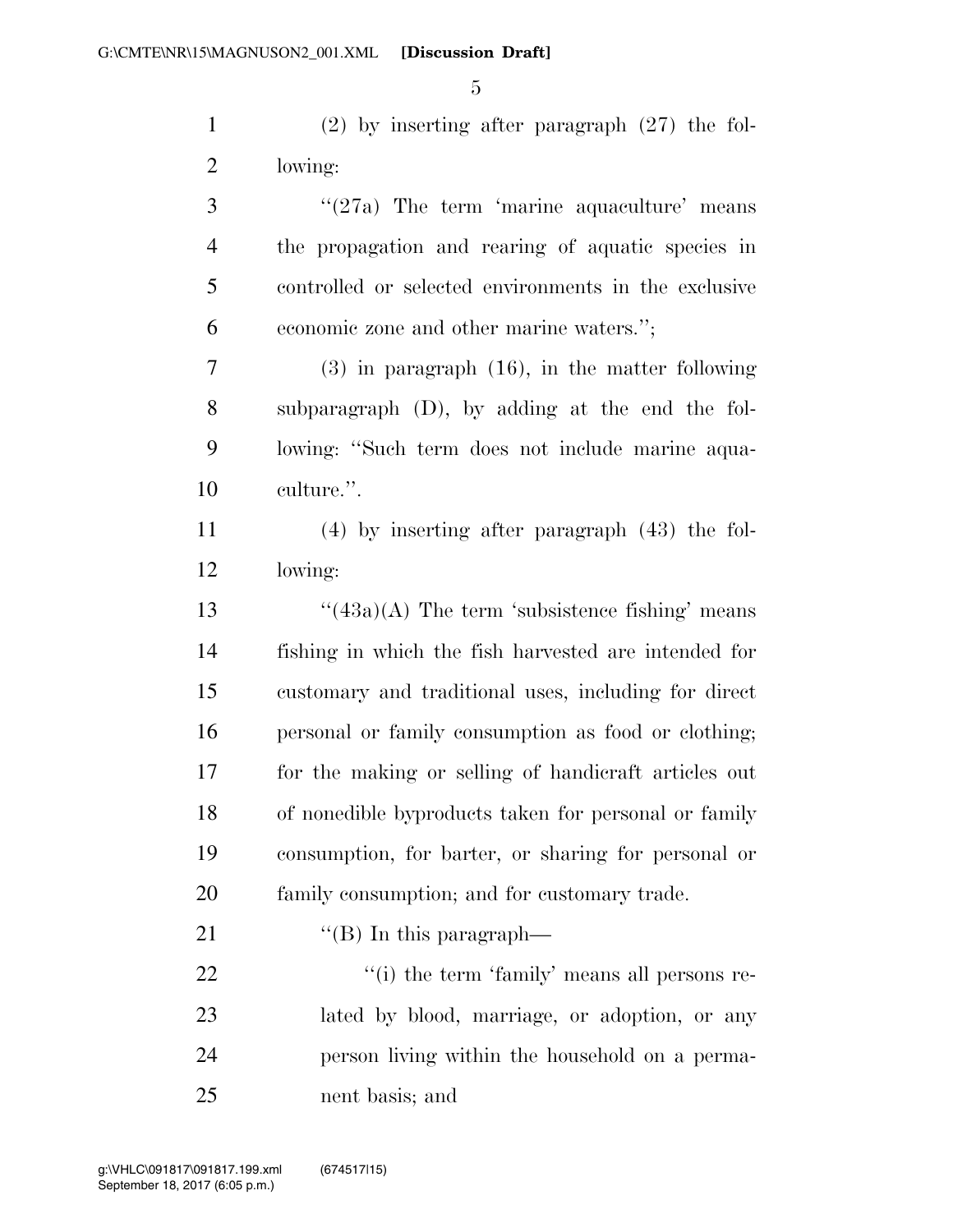(2) by inserting after paragraph (27) the following:

"(27a) The term 'marine aquaculture' means the propagation and rearing of aquatic species in controlled or selected environments in the exclusive economic zone and other marine waters.";

(3) in paragraph (16), in the matter following subparagraph (D), by adding at the end the following: "Such term does not include marine aquaculture.".

(4) by inserting after paragraph (43) the following:

"(43a)(A) The term 'subsistence fishing' means fishing in which the fish harvested are intended for customary and traditional uses, including for direct personal or family consumption as food or clothing; for the making or selling of handicraft articles out of nonedible byproducts taken for personal or family consumption, for barter, or sharing for personal or family consumption; and for customary trade.

"(B) In this paragraph—

"(i) the term 'family' means all persons related by blood, marriage, or adoption, or any person living within the household on a permanent basis; and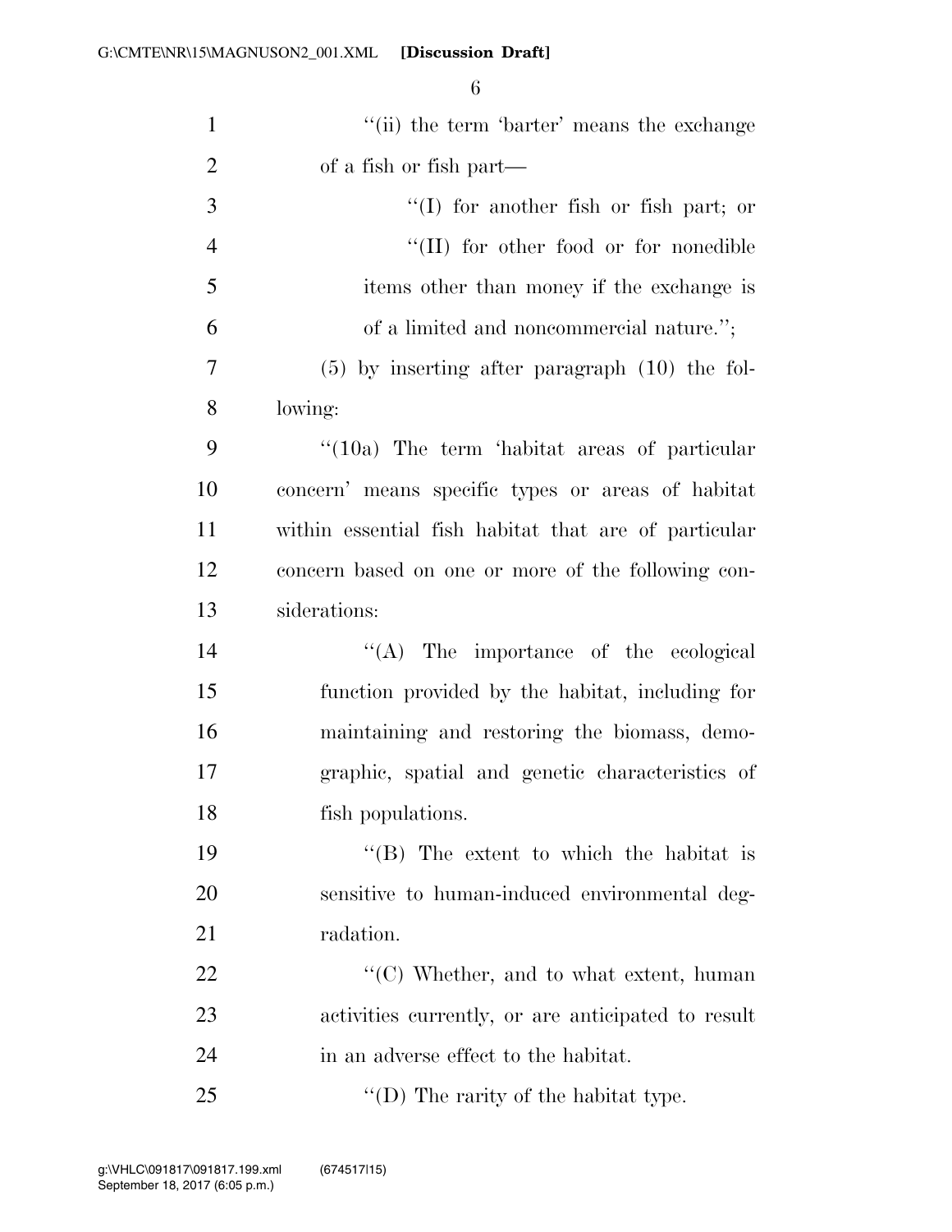''(ii) the term 'barter' means the exchange of a fish or fish part—

''(I) for another fish or fish part; or

''(II) for other food or for nonedible items other than money if the exchange is of a limited and noncommercial nature.'';

(5) by inserting after paragraph (10) the following:

''(10a) The term 'habitat areas of particular concern' means specific types or areas of habitat within essential fish habitat that are of particular concern based on one or more of the following considerations:

''(A) The importance of the ecological function provided by the habitat, including for maintaining and restoring the biomass, demographic, spatial and genetic characteristics of fish populations.

''(B) The extent to which the habitat is sensitive to human-induced environmental degradation.

''(C) Whether, and to what extent, human activities currently, or are anticipated to result in an adverse effect to the habitat.

''(D) The rarity of the habitat type.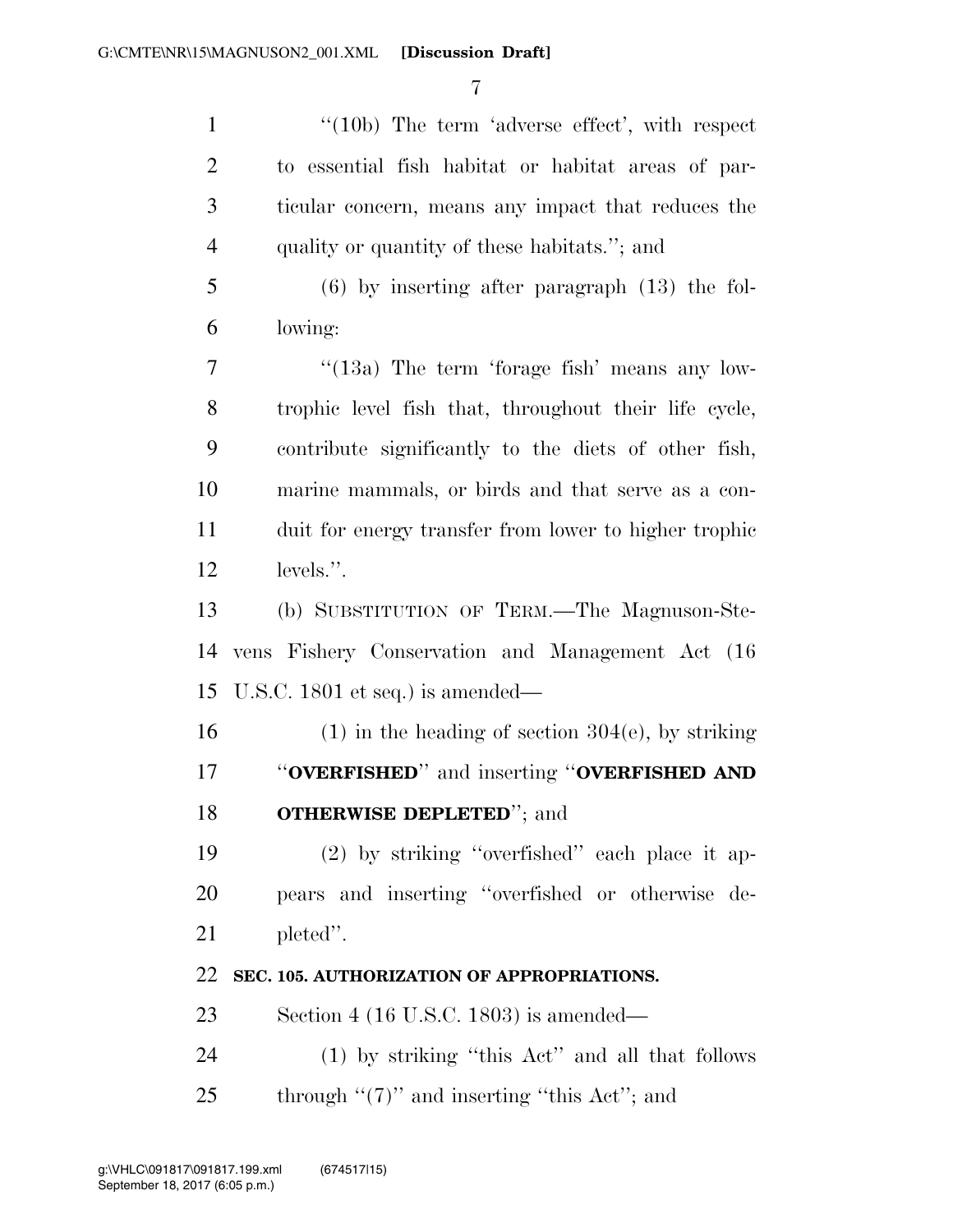"(10b) The term 'adverse effect', with respect to essential fish habitat or habitat areas of particular concern, means any impact that reduces the quality or quantity of these habitats."; and

(6) by inserting after paragraph (13) the following:

"(13a) The term 'forage fish' means any low-trophic level fish that, throughout their life cycle, contribute significantly to the diets of other fish, marine mammals, or birds and that serve as a conduit for energy transfer from lower to higher trophic levels.".

(b) SUBSTITUTION OF TERM.—The Magnuson-Stevens Fishery Conservation and Management Act (16 U.S.C. 1801 et seq.) is amended—

(1) in the heading of section 304(e), by striking "**OVERFISHED**" and inserting "**OVERFISHED AND OTHERWISE DEPLETED**"; and

(2) by striking "overfished" each place it appears and inserting "overfished or otherwise depleted".

**SEC. 105. AUTHORIZATION OF APPROPRIATIONS.**

Section 4 (16 U.S.C. 1803) is amended—

(1) by striking "this Act" and all that follows through "(7)" and inserting "this Act"; and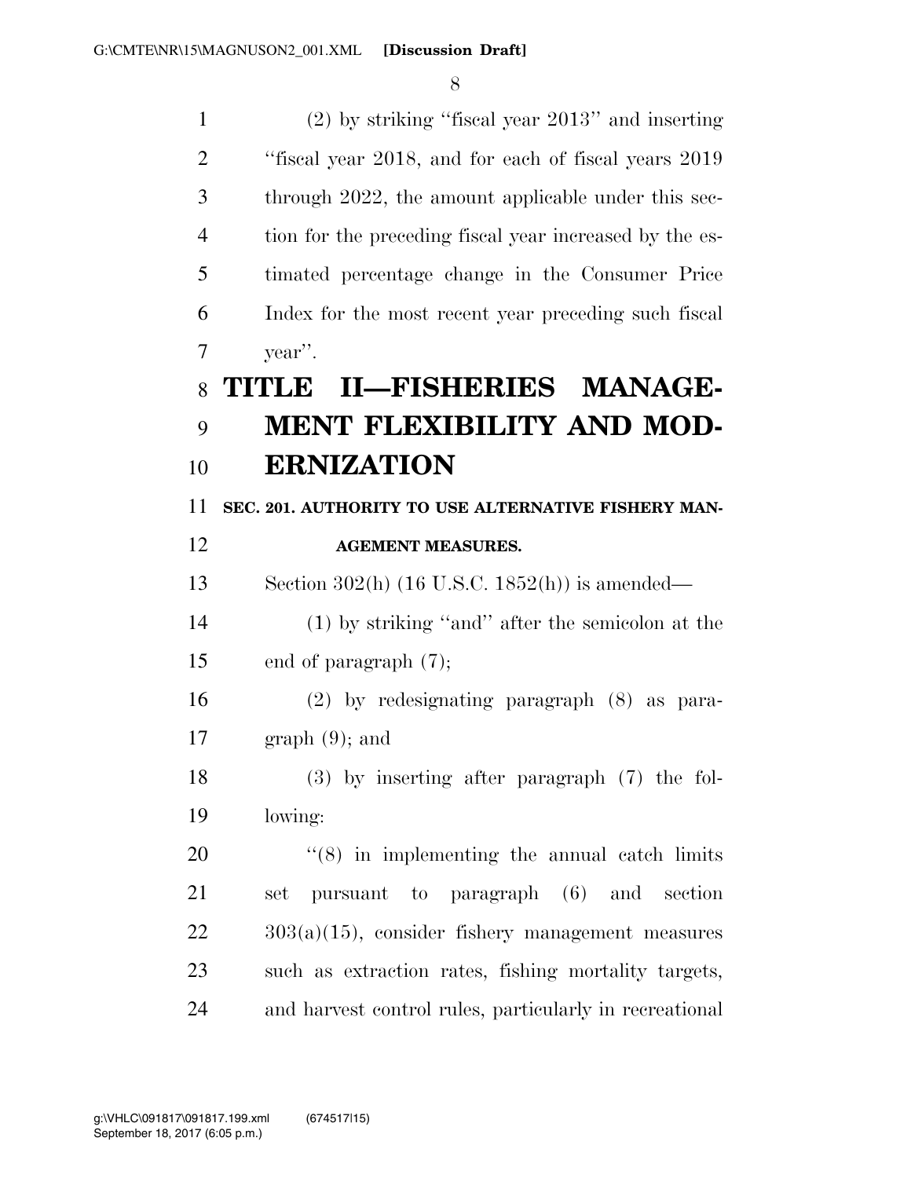(2) by striking "fiscal year 2013" and inserting "fiscal year 2018, and for each of fiscal years 2019 through 2022, the amount applicable under this section for the preceding fiscal year increased by the estimated percentage change in the Consumer Price Index for the most recent year preceding such fiscal year".

# TITLE II—FISHERIES MANAGEMENT FLEXIBILITY AND MODERNIZATION

**SEC. 201. AUTHORITY TO USE ALTERNATIVE FISHERY MANAGEMENT MEASURES.**

Section 302(h) (16 U.S.C. 1852(h)) is amended—

(1) by striking "and" after the semicolon at the end of paragraph (7);

(2) by redesignating paragraph (8) as paragraph (9); and

(3) by inserting after paragraph (7) the following:

"(8) in implementing the annual catch limits set pursuant to paragraph (6) and section 303(a)(15), consider fishery management measures such as extraction rates, fishing mortality targets, and harvest control rules, particularly in recreational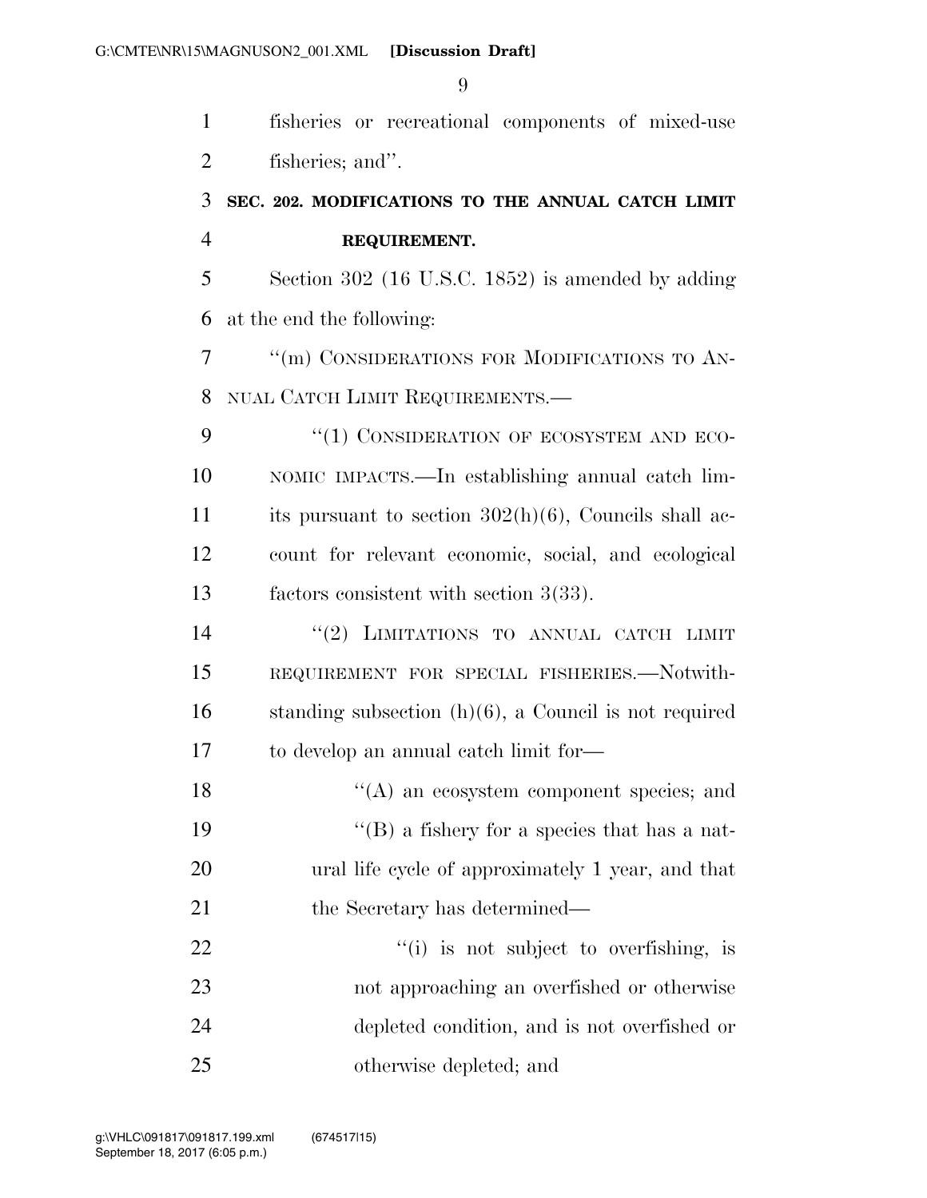fisheries or recreational components of mixed-use fisheries; and''.

**SEC. 202. MODIFICATIONS TO THE ANNUAL CATCH LIMIT REQUIREMENT.**

Section 302 (16 U.S.C. 1852) is amended by adding at the end the following:

''(m) CONSIDERATIONS FOR MODIFICATIONS TO ANNUAL CATCH LIMIT REQUIREMENTS.—

''(1) CONSIDERATION OF ECOSYSTEM AND ECONOMIC IMPACTS.—In establishing annual catch limits pursuant to section 302(h)(6), Councils shall account for relevant economic, social, and ecological factors consistent with section 3(33).

''(2) LIMITATIONS TO ANNUAL CATCH LIMIT REQUIREMENT FOR SPECIAL FISHERIES.—Notwithstanding subsection (h)(6), a Council is not required to develop an annual catch limit for—

''(A) an ecosystem component species; and

''(B) a fishery for a species that has a natural life cycle of approximately 1 year, and that the Secretary has determined—

''(i) is not subject to overfishing, is not approaching an overfished or otherwise depleted condition, and is not overfished or otherwise depleted; and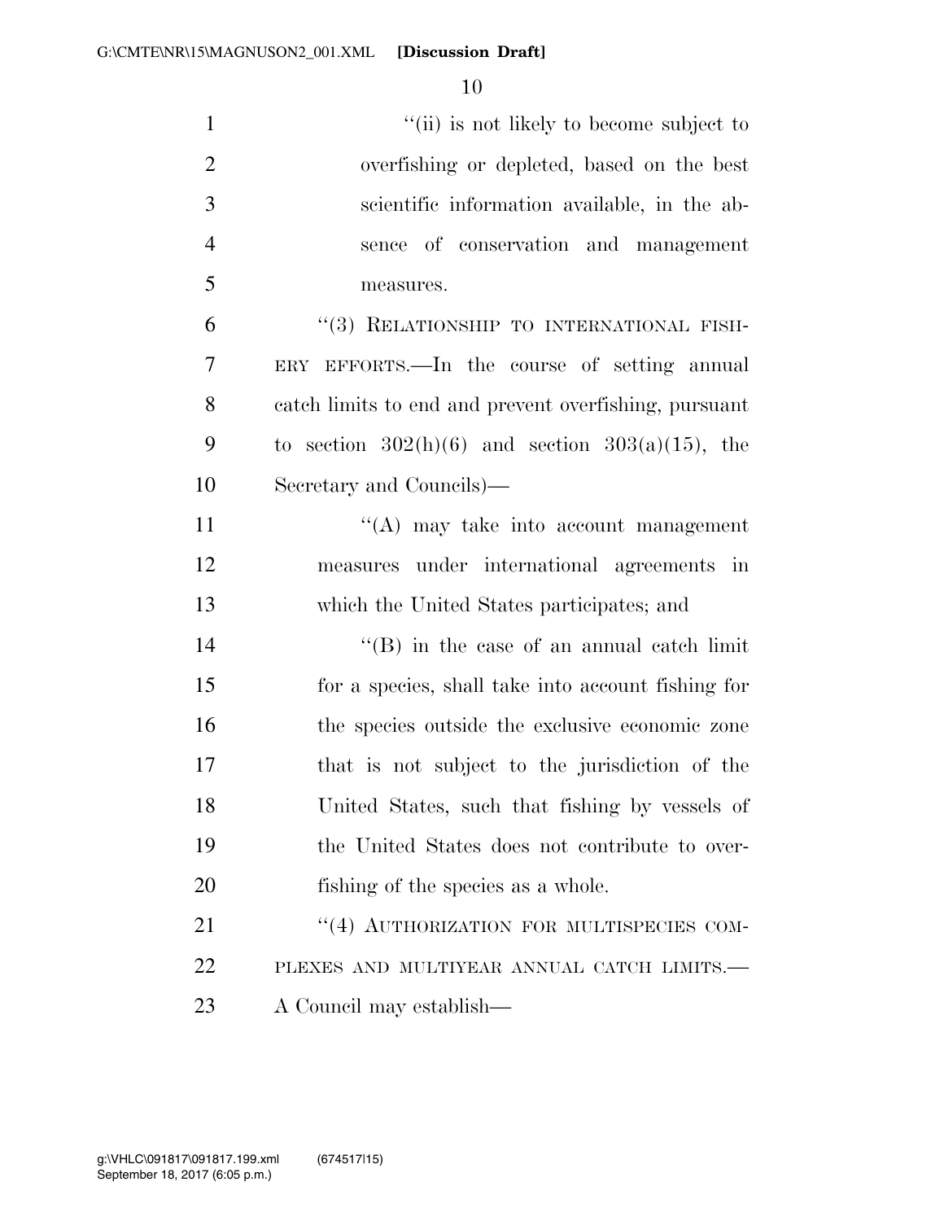''(ii) is not likely to become subject to overfishing or depleted, based on the best scientific information available, in the absence of conservation and management measures.

''(3) RELATIONSHIP TO INTERNATIONAL FISHERY EFFORTS.—In the course of setting annual catch limits to end and prevent overfishing, pursuant to section 302(h)(6) and section 303(a)(15), the Secretary and Councils)—

''(A) may take into account management measures under international agreements in which the United States participates; and

''(B) in the case of an annual catch limit for a species, shall take into account fishing for the species outside the exclusive economic zone that is not subject to the jurisdiction of the United States, such that fishing by vessels of the United States does not contribute to overfishing of the species as a whole.

''(4) AUTHORIZATION FOR MULTISPECIES COMPLEXES AND MULTIYEAR ANNUAL CATCH LIMITS.—A Council may establish—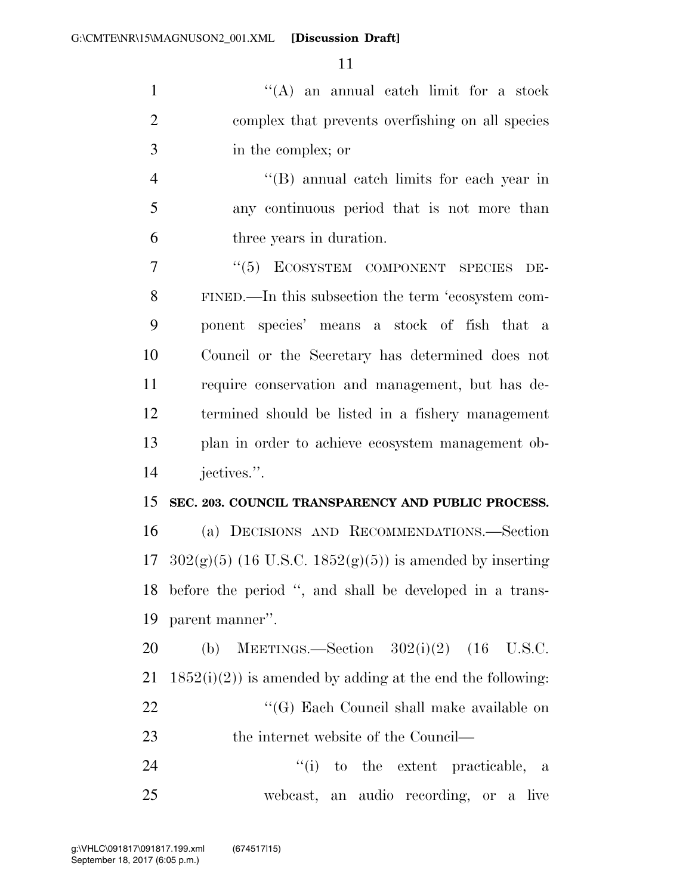"(A) an annual catch limit for a stock complex that prevents overfishing on all species in the complex; or

"(B) annual catch limits for each year in any continuous period that is not more than three years in duration.

"(5) ECOSYSTEM COMPONENT SPECIES DEFINED.—In this subsection the term 'ecosystem component species' means a stock of fish that a Council or the Secretary has determined does not require conservation and management, but has determined should be listed in a fishery management plan in order to achieve ecosystem management objectives.".

**SEC. 203. COUNCIL TRANSPARENCY AND PUBLIC PROCESS.**

(a) DECISIONS AND RECOMMENDATIONS.—Section 302(g)(5) (16 U.S.C. 1852(g)(5)) is amended by inserting before the period ", and shall be developed in a transparent manner".

(b) MEETINGS.—Section 302(i)(2) (16 U.S.C. 1852(i)(2)) is amended by adding at the end the following:

"(G) Each Council shall make available on the internet website of the Council—

"(i) to the extent practicable, a webcast, an audio recording, or a live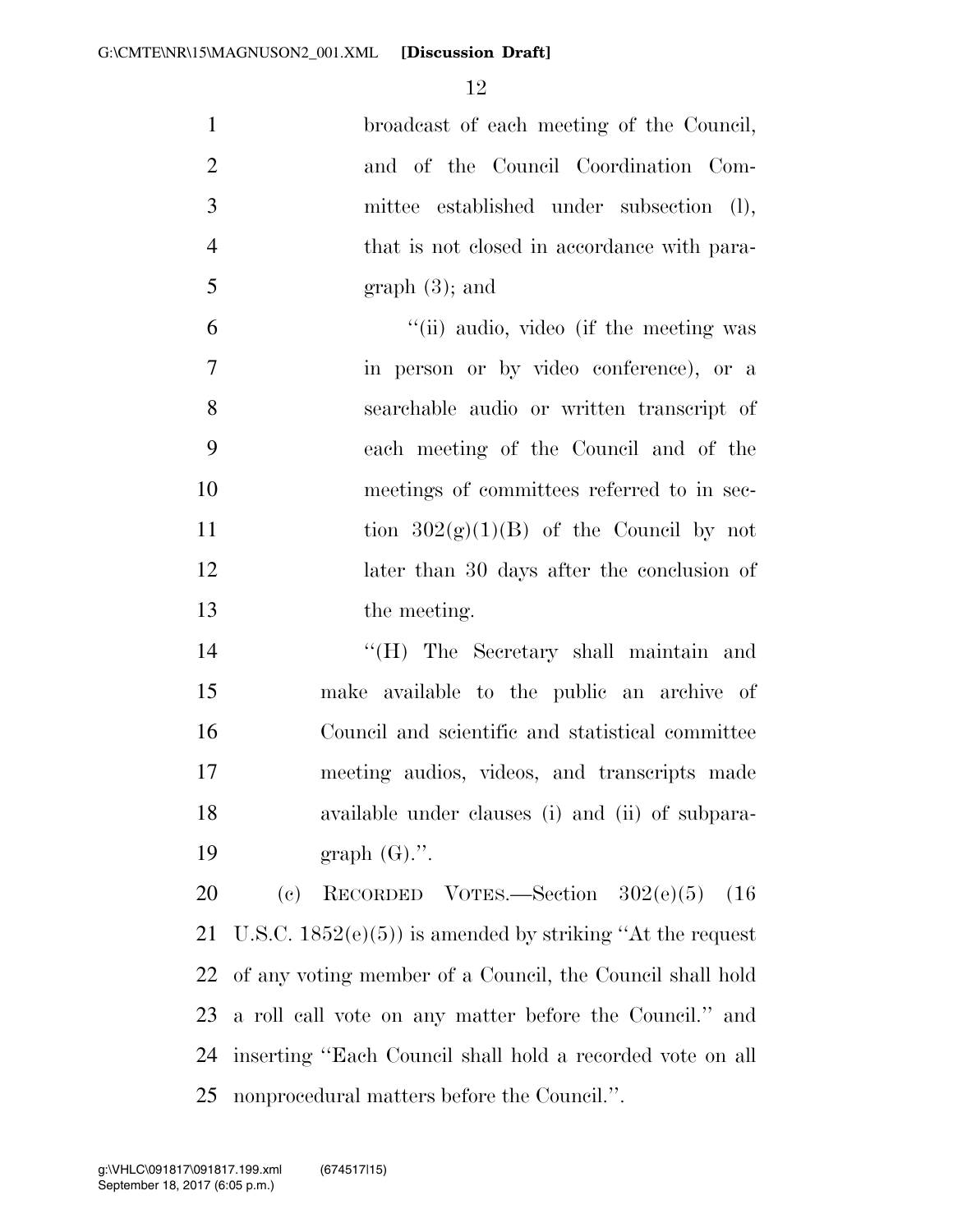broadcast of each meeting of the Council, and of the Council Coordination Committee established under subsection (l), that is not closed in accordance with paragraph (3); and

''(ii) audio, video (if the meeting was in person or by video conference), or a searchable audio or written transcript of each meeting of the Council and of the meetings of committees referred to in section 302(g)(1)(B) of the Council by not later than 30 days after the conclusion of the meeting.

''(H) The Secretary shall maintain and make available to the public an archive of Council and scientific and statistical committee meeting audios, videos, and transcripts made available under clauses (i) and (ii) of subparagraph (G).''.

(c) RECORDED VOTES.—Section 302(e)(5) (16 U.S.C. 1852(e)(5)) is amended by striking ''At the request of any voting member of a Council, the Council shall hold a roll call vote on any matter before the Council.'' and inserting ''Each Council shall hold a recorded vote on all nonprocedural matters before the Council.''.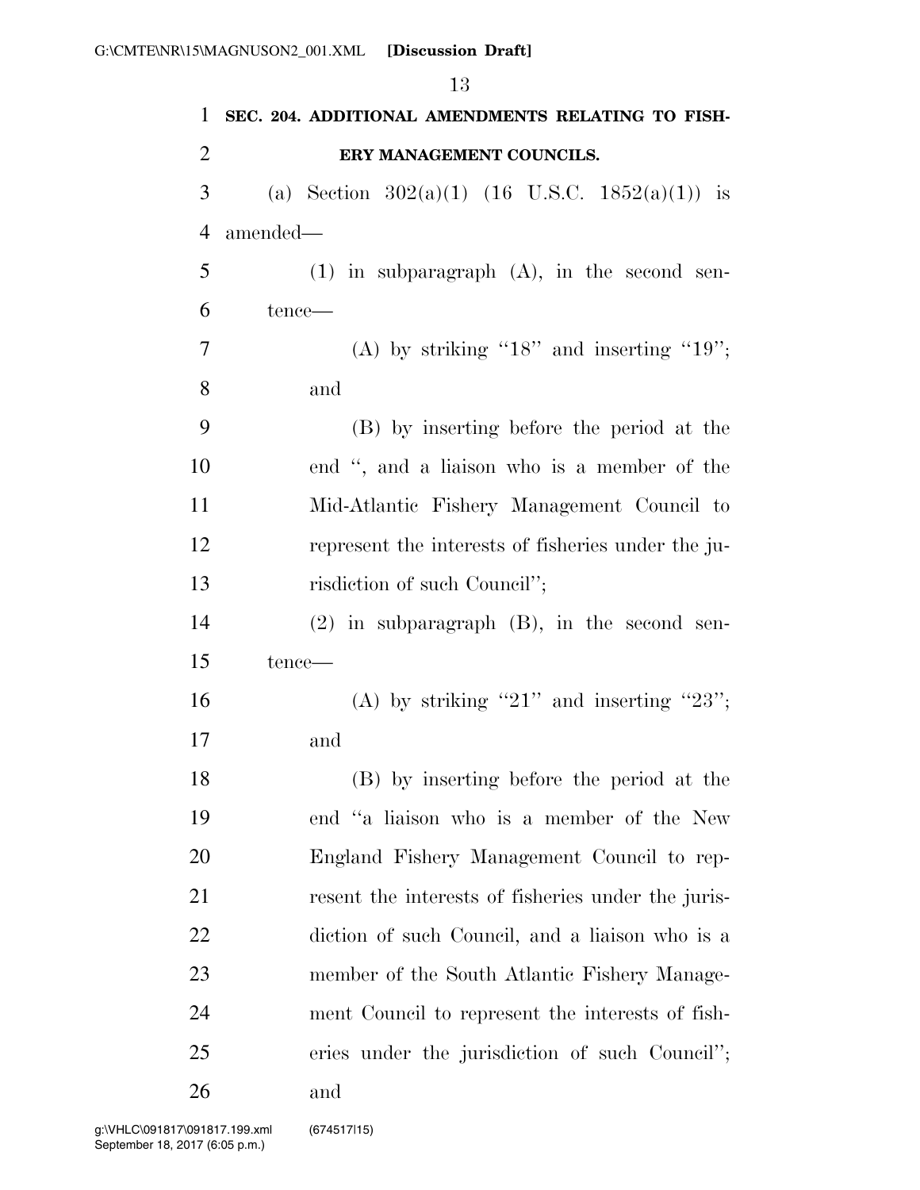**SEC. 204. ADDITIONAL AMENDMENTS RELATING TO FISHERY MANAGEMENT COUNCILS.**

(a) Section 302(a)(1) (16 U.S.C. 1852(a)(1)) is amended—

(1) in subparagraph (A), in the second sentence—

(A) by striking "18" and inserting "19"; and

(B) by inserting before the period at the end ", and a liaison who is a member of the Mid-Atlantic Fishery Management Council to represent the interests of fisheries under the jurisdiction of such Council";

(2) in subparagraph (B), in the second sentence—

(A) by striking "21" and inserting "23"; and

(B) by inserting before the period at the end "a liaison who is a member of the New England Fishery Management Council to represent the interests of fisheries under the jurisdiction of such Council, and a liaison who is a member of the South Atlantic Fishery Management Council to represent the interests of fisheries under the jurisdiction of such Council"; and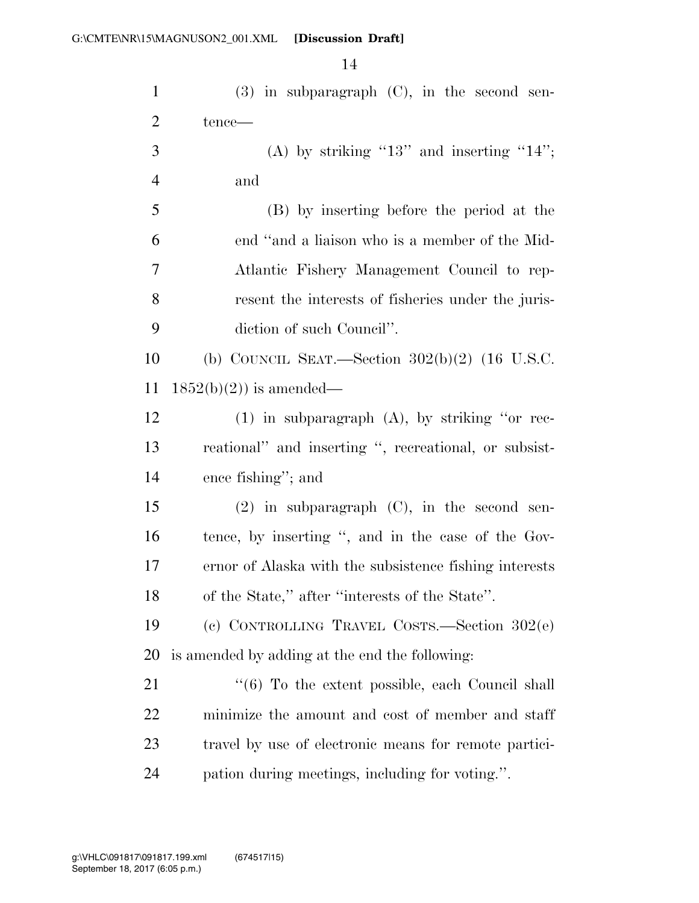(3) in subparagraph (C), in the second sentence—

(A) by striking ''13'' and inserting ''14''; and

(B) by inserting before the period at the end ''and a liaison who is a member of the Mid-Atlantic Fishery Management Council to represent the interests of fisheries under the jurisdiction of such Council''.

(b) COUNCIL SEAT.—Section 302(b)(2) (16 U.S.C. 1852(b)(2)) is amended—

(1) in subparagraph (A), by striking ''or recreational'' and inserting '', recreational, or subsistence fishing''; and

(2) in subparagraph (C), in the second sentence, by inserting '', and in the case of the Governor of Alaska with the subsistence fishing interests of the State,'' after ''interests of the State''.

(c) CONTROLLING TRAVEL COSTS.—Section 302(e) is amended by adding at the end the following:

''(6) To the extent possible, each Council shall minimize the amount and cost of member and staff travel by use of electronic means for remote participation during meetings, including for voting.''.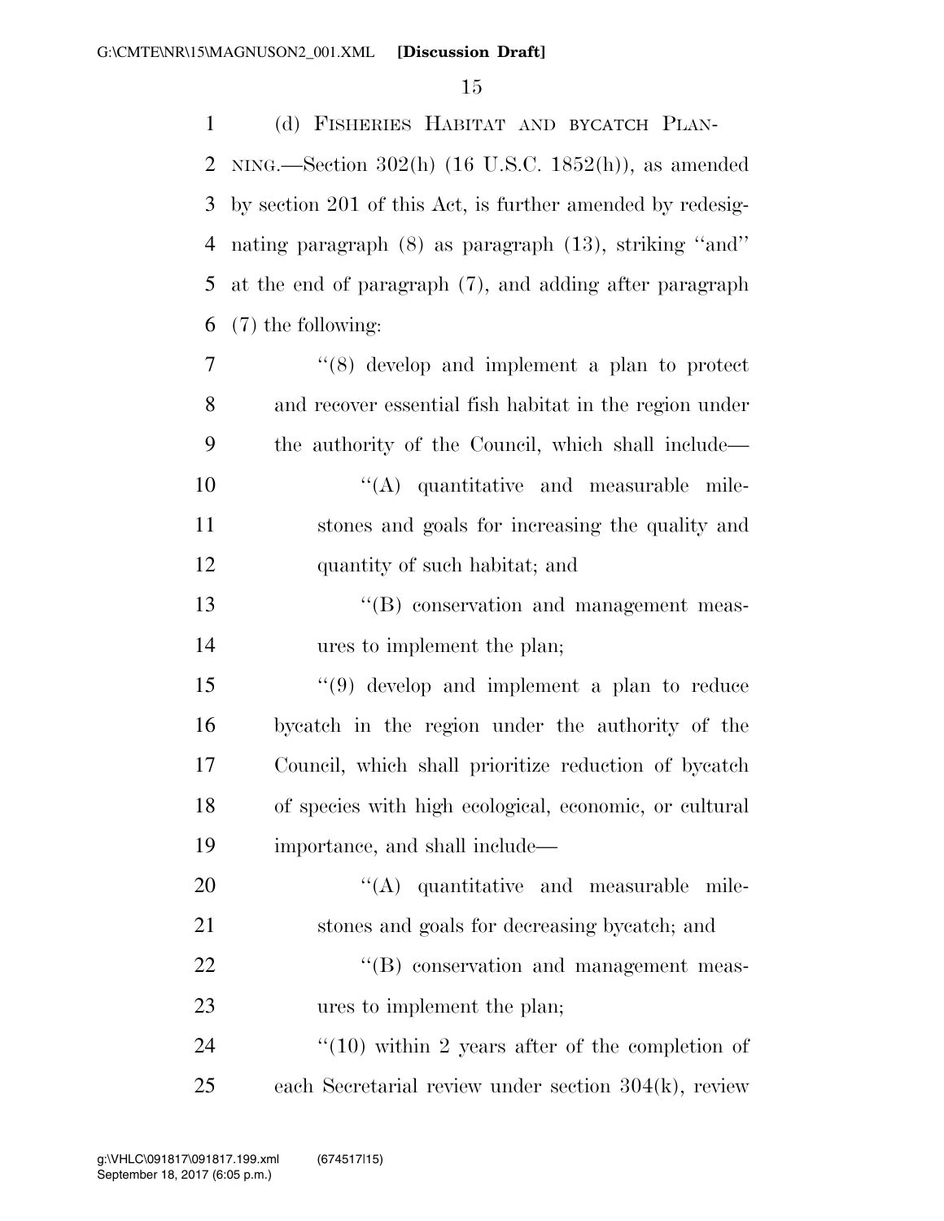(d) FISHERIES HABITAT AND BYCATCH PLANNING.—Section 302(h) (16 U.S.C. 1852(h)), as amended by section 201 of this Act, is further amended by redesignating paragraph (8) as paragraph (13), striking ''and'' at the end of paragraph (7), and adding after paragraph (7) the following:

''(8) develop and implement a plan to protect and recover essential fish habitat in the region under the authority of the Council, which shall include—

''(A) quantitative and measurable milestones and goals for increasing the quality and quantity of such habitat; and

''(B) conservation and management measures to implement the plan;

''(9) develop and implement a plan to reduce bycatch in the region under the authority of the Council, which shall prioritize reduction of bycatch of species with high ecological, economic, or cultural importance, and shall include—

''(A) quantitative and measurable milestones and goals for decreasing bycatch; and

''(B) conservation and management measures to implement the plan;

''(10) within 2 years after of the completion of each Secretarial review under section 304(k), review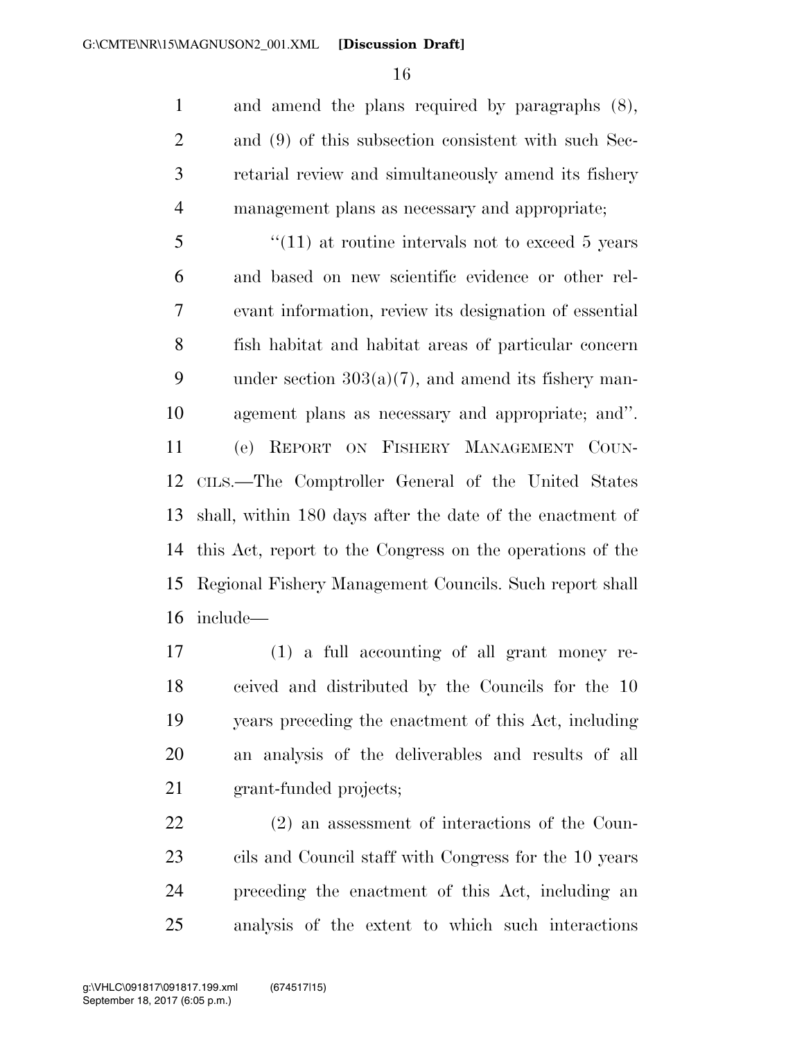and amend the plans required by paragraphs (8), and (9) of this subsection consistent with such Secretarial review and simultaneously amend its fishery management plans as necessary and appropriate;

"(11) at routine intervals not to exceed 5 years and based on new scientific evidence or other relevant information, review its designation of essential fish habitat and habitat areas of particular concern under section 303(a)(7), and amend its fishery management plans as necessary and appropriate; and".

(e) REPORT ON FISHERY MANAGEMENT COUNCILS.—The Comptroller General of the United States shall, within 180 days after the date of the enactment of this Act, report to the Congress on the operations of the Regional Fishery Management Councils. Such report shall include—

(1) a full accounting of all grant money received and distributed by the Councils for the 10 years preceding the enactment of this Act, including an analysis of the deliverables and results of all grant-funded projects;

(2) an assessment of interactions of the Councils and Council staff with Congress for the 10 years preceding the enactment of this Act, including an analysis of the extent to which such interactions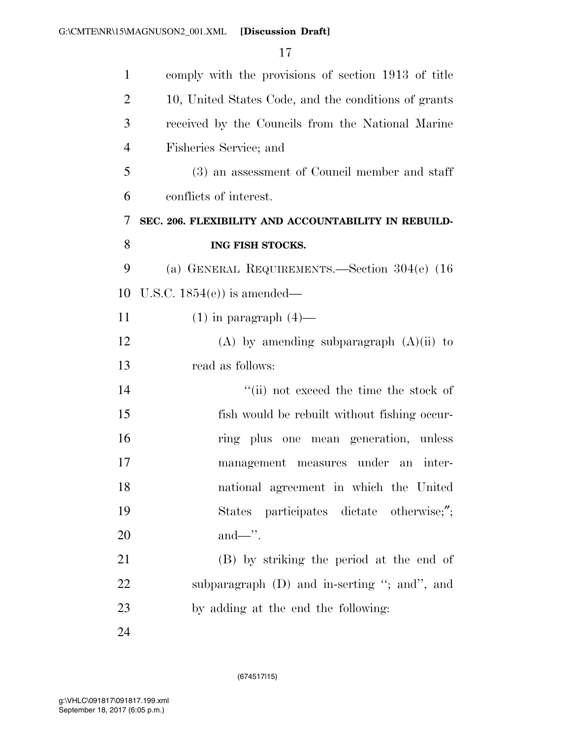comply with the provisions of section 1913 of title 10, United States Code, and the conditions of grants received by the Councils from the National Marine Fisheries Service; and

(3) an assessment of Council member and staff conflicts of interest.

**SEC. 206. FLEXIBILITY AND ACCOUNTABILITY IN REBUILDING FISH STOCKS.**

(a) GENERAL REQUIREMENTS.—Section 304(e) (16 U.S.C. 1854(e)) is amended—

(1) in paragraph (4)—

(A) by amending subparagraph (A)(ii) to read as follows:

''(ii) not exceed the time the stock of fish would be rebuilt without fishing occurring plus one mean generation, unless management measures under an international agreement in which the United States participates dictate otherwise;''; and—''.

(B) by striking the period at the end of subparagraph (D) and in-serting ''; and'', and by adding at the end the following: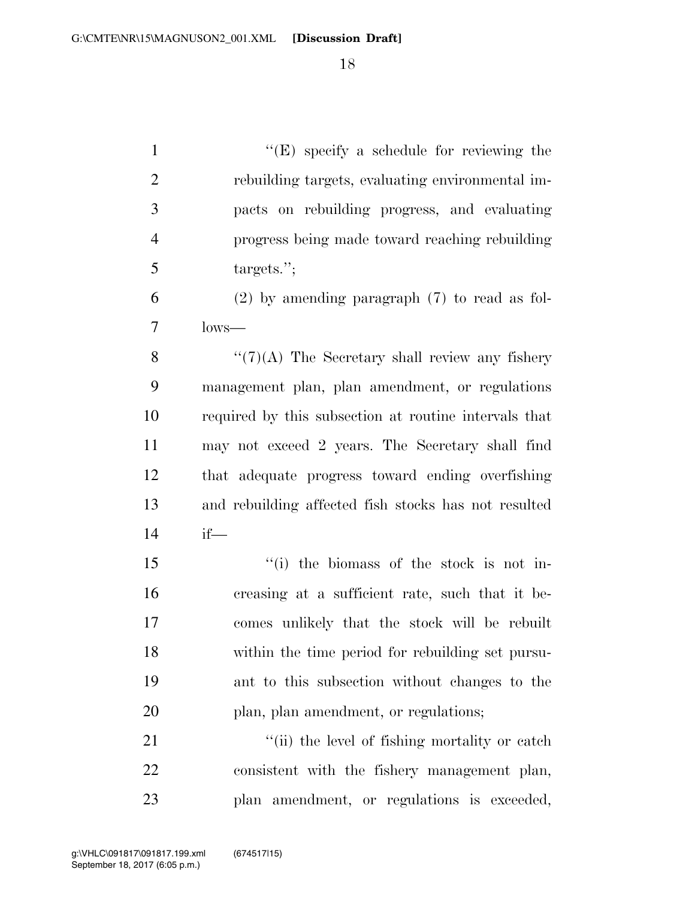''(E) specify a schedule for reviewing the rebuilding targets, evaluating environmental impacts on rebuilding progress, and evaluating progress being made toward reaching rebuilding targets.'';

(2) by amending paragraph (7) to read as follows—

''(7)(A) The Secretary shall review any fishery management plan, plan amendment, or regulations required by this subsection at routine intervals that may not exceed 2 years. The Secretary shall find that adequate progress toward ending overfishing and rebuilding affected fish stocks has not resulted if—

''(i) the biomass of the stock is not increasing at a sufficient rate, such that it becomes unlikely that the stock will be rebuilt within the time period for rebuilding set pursuant to this subsection without changes to the plan, plan amendment, or regulations;

''(ii) the level of fishing mortality or catch consistent with the fishery management plan, plan amendment, or regulations is exceeded,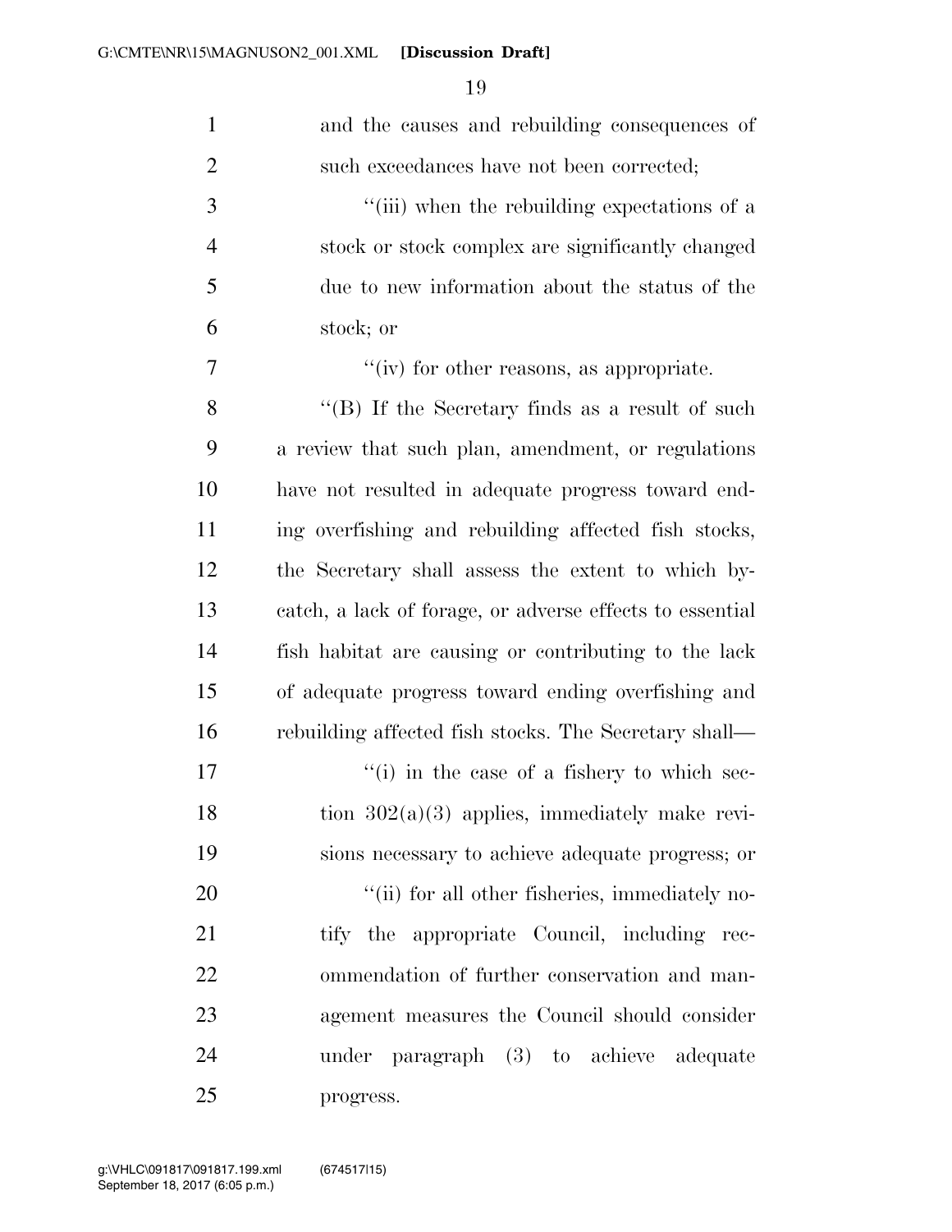and the causes and rebuilding consequences of such exceedances have not been corrected;

"(iii) when the rebuilding expectations of a stock or stock complex are significantly changed due to new information about the status of the stock; or

"(iv) for other reasons, as appropriate.

"(B) If the Secretary finds as a result of such a review that such plan, amendment, or regulations have not resulted in adequate progress toward ending overfishing and rebuilding affected fish stocks, the Secretary shall assess the extent to which bycatch, a lack of forage, or adverse effects to essential fish habitat are causing or contributing to the lack of adequate progress toward ending overfishing and rebuilding affected fish stocks. The Secretary shall—

"(i) in the case of a fishery to which section 302(a)(3) applies, immediately make revisions necessary to achieve adequate progress; or

"(ii) for all other fisheries, immediately notify the appropriate Council, including recommendation of further conservation and management measures the Council should consider under paragraph (3) to achieve adequate progress.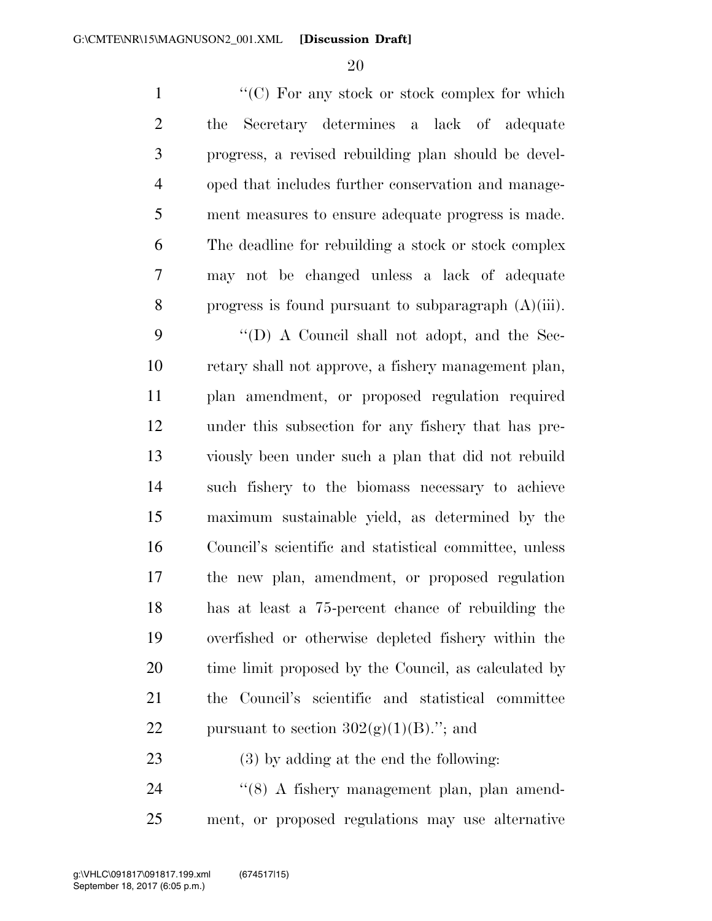''(C) For any stock or stock complex for which the Secretary determines a lack of adequate progress, a revised rebuilding plan should be developed that includes further conservation and management measures to ensure adequate progress is made. The deadline for rebuilding a stock or stock complex may not be changed unless a lack of adequate progress is found pursuant to subparagraph (A)(iii).

''(D) A Council shall not adopt, and the Secretary shall not approve, a fishery management plan, plan amendment, or proposed regulation required under this subsection for any fishery that has previously been under such a plan that did not rebuild such fishery to the biomass necessary to achieve maximum sustainable yield, as determined by the Council's scientific and statistical committee, unless the new plan, amendment, or proposed regulation has at least a 75-percent chance of rebuilding the overfished or otherwise depleted fishery within the time limit proposed by the Council, as calculated by the Council's scientific and statistical committee pursuant to section 302(g)(1)(B).''; and

(3) by adding at the end the following:

''(8) A fishery management plan, plan amendment, or proposed regulations may use alternative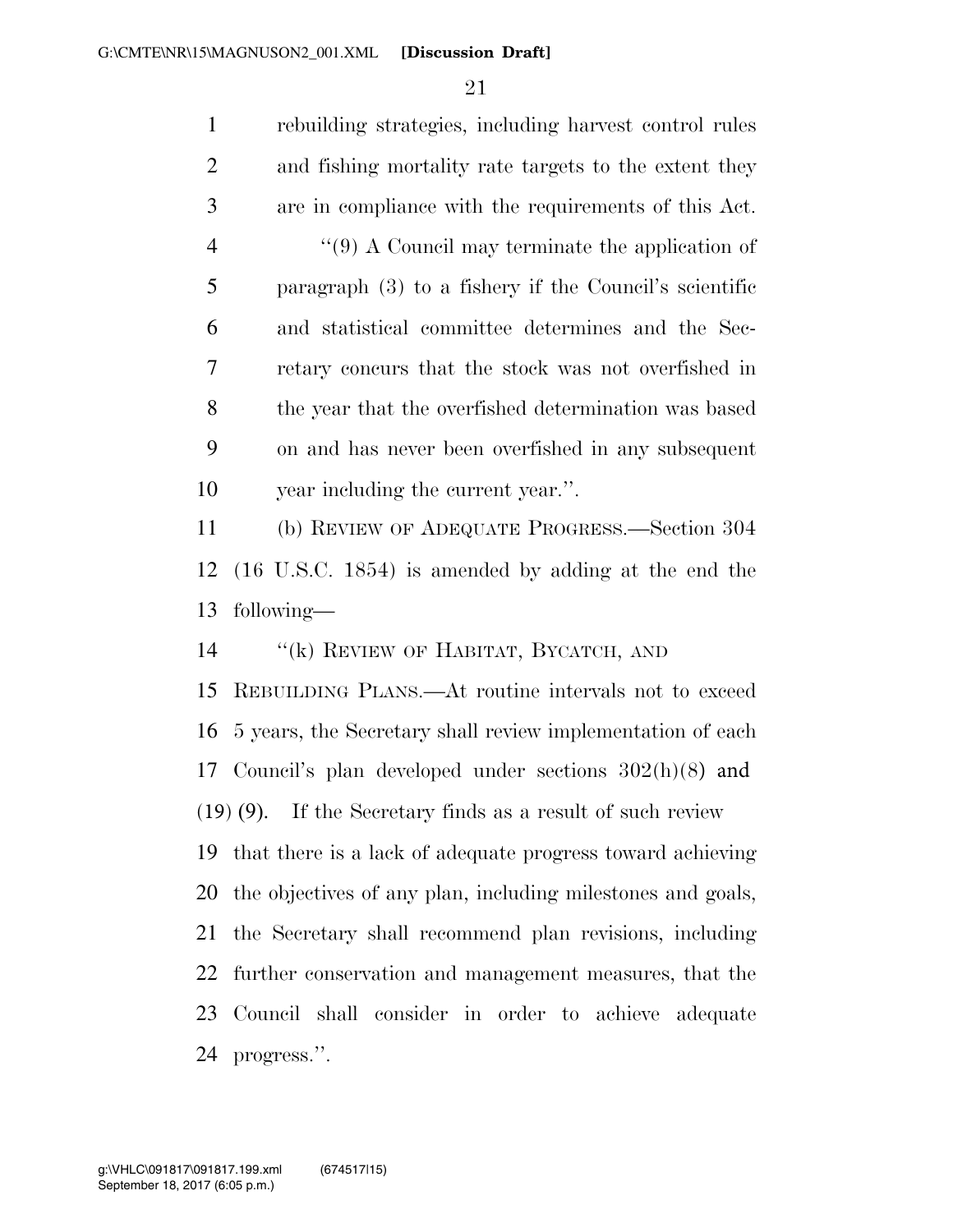rebuilding strategies, including harvest control rules and fishing mortality rate targets to the extent they are in compliance with the requirements of this Act.

"(9) A Council may terminate the application of paragraph (3) to a fishery if the Council's scientific and statistical committee determines and the Secretary concurs that the stock was not overfished in the year that the overfished determination was based on and has never been overfished in any subsequent year including the current year.".

(b) REVIEW OF ADEQUATE PROGRESS.—Section 304 (16 U.S.C. 1854) is amended by adding at the end the following—

"(k) REVIEW OF HABITAT, BYCATCH, AND REBUILDING PLANS.—At routine intervals not to exceed 5 years, the Secretary shall review implementation of each Council's plan developed under sections 302(h)(8) and (19) (9). If the Secretary finds as a result of such review that there is a lack of adequate progress toward achieving the objectives of any plan, including milestones and goals, the Secretary shall recommend plan revisions, including further conservation and management measures, that the Council shall consider in order to achieve adequate progress.".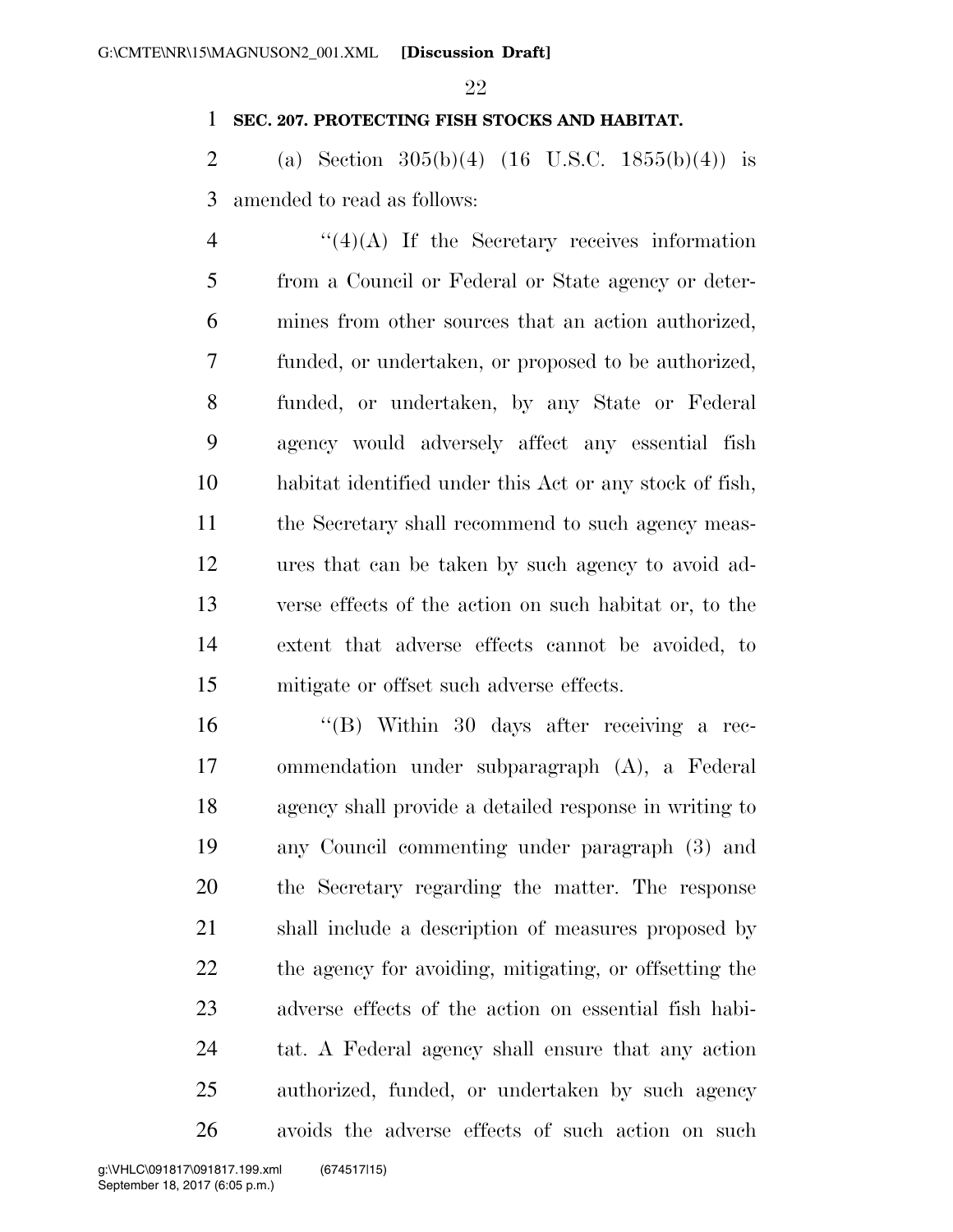**SEC. 207. PROTECTING FISH STOCKS AND HABITAT.**

(a) Section 305(b)(4) (16 U.S.C. 1855(b)(4)) is amended to read as follows:

"(4)(A) If the Secretary receives information from a Council or Federal or State agency or determines from other sources that an action authorized, funded, or undertaken, or proposed to be authorized, funded, or undertaken, by any State or Federal agency would adversely affect any essential fish habitat identified under this Act or any stock of fish, the Secretary shall recommend to such agency measures that can be taken by such agency to avoid adverse effects of the action on such habitat or, to the extent that adverse effects cannot be avoided, to mitigate or offset such adverse effects.

"(B) Within 30 days after receiving a recommendation under subparagraph (A), a Federal agency shall provide a detailed response in writing to any Council commenting under paragraph (3) and the Secretary regarding the matter. The response shall include a description of measures proposed by the agency for avoiding, mitigating, or offsetting the adverse effects of the action on essential fish habitat. A Federal agency shall ensure that any action authorized, funded, or undertaken by such agency avoids the adverse effects of such action on such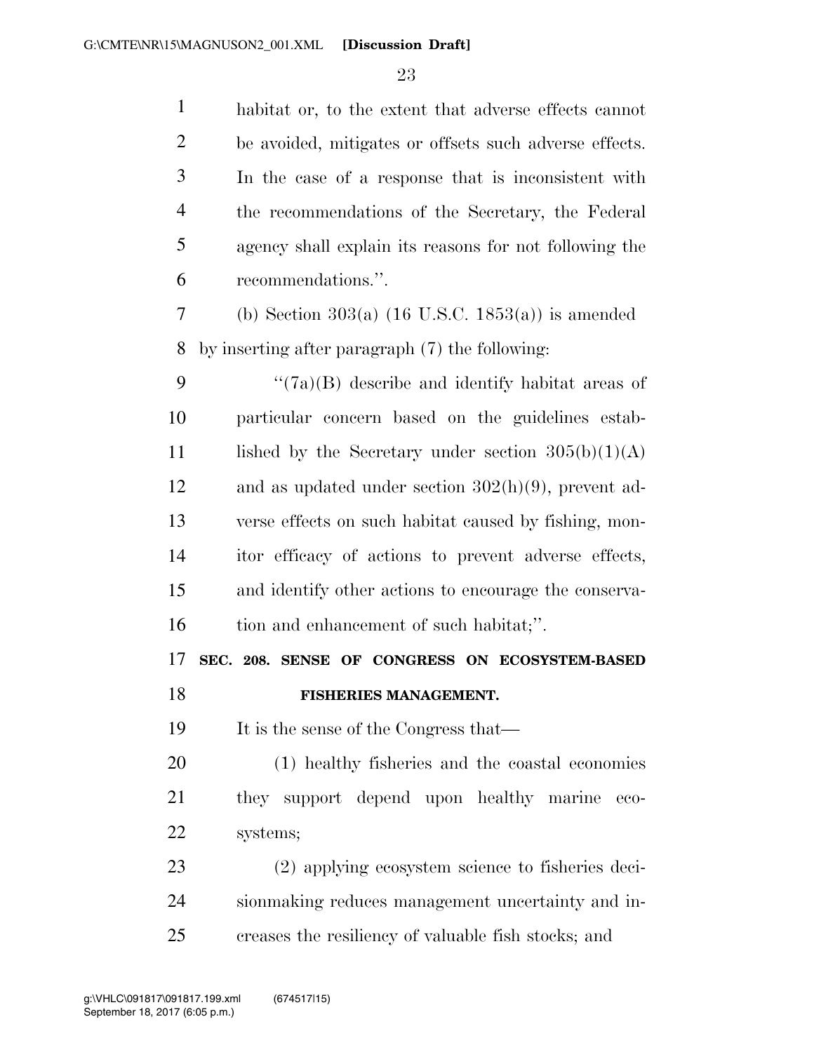habitat or, to the extent that adverse effects cannot be avoided, mitigates or offsets such adverse effects. In the case of a response that is inconsistent with the recommendations of the Secretary, the Federal agency shall explain its reasons for not following the recommendations.''.

(b) Section 303(a) (16 U.S.C. 1853(a)) is amended by inserting after paragraph (7) the following:

''(7a)(B) describe and identify habitat areas of particular concern based on the guidelines established by the Secretary under section 305(b)(1)(A) and as updated under section 302(h)(9), prevent adverse effects on such habitat caused by fishing, monitor efficacy of actions to prevent adverse effects, and identify other actions to encourage the conservation and enhancement of such habitat;''.

**SEC. 208. SENSE OF CONGRESS ON ECOSYSTEM-BASED FISHERIES MANAGEMENT.**

It is the sense of the Congress that—

(1) healthy fisheries and the coastal economies they support depend upon healthy marine ecosystems;

(2) applying ecosystem science to fisheries decisionmaking reduces management uncertainty and increases the resiliency of valuable fish stocks; and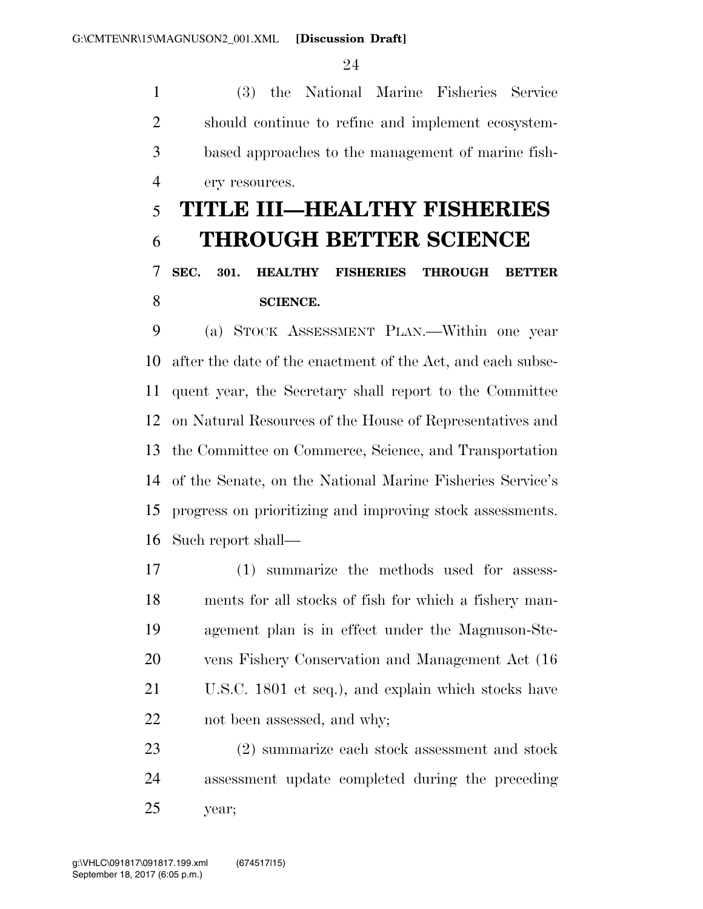(3) the National Marine Fisheries Service should continue to refine and implement ecosystem-based approaches to the management of marine fishery resources.

# TITLE III—HEALTHY FISHERIES THROUGH BETTER SCIENCE

## SEC. 301. HEALTHY FISHERIES THROUGH BETTER SCIENCE.

(a) STOCK ASSESSMENT PLAN.—Within one year after the date of the enactment of the Act, and each subsequent year, the Secretary shall report to the Committee on Natural Resources of the House of Representatives and the Committee on Commerce, Science, and Transportation of the Senate, on the National Marine Fisheries Service's progress on prioritizing and improving stock assessments. Such report shall—

(1) summarize the methods used for assessments for all stocks of fish for which a fishery management plan is in effect under the Magnuson-Stevens Fishery Conservation and Management Act (16 U.S.C. 1801 et seq.), and explain which stocks have not been assessed, and why;

(2) summarize each stock assessment and stock assessment update completed during the preceding year;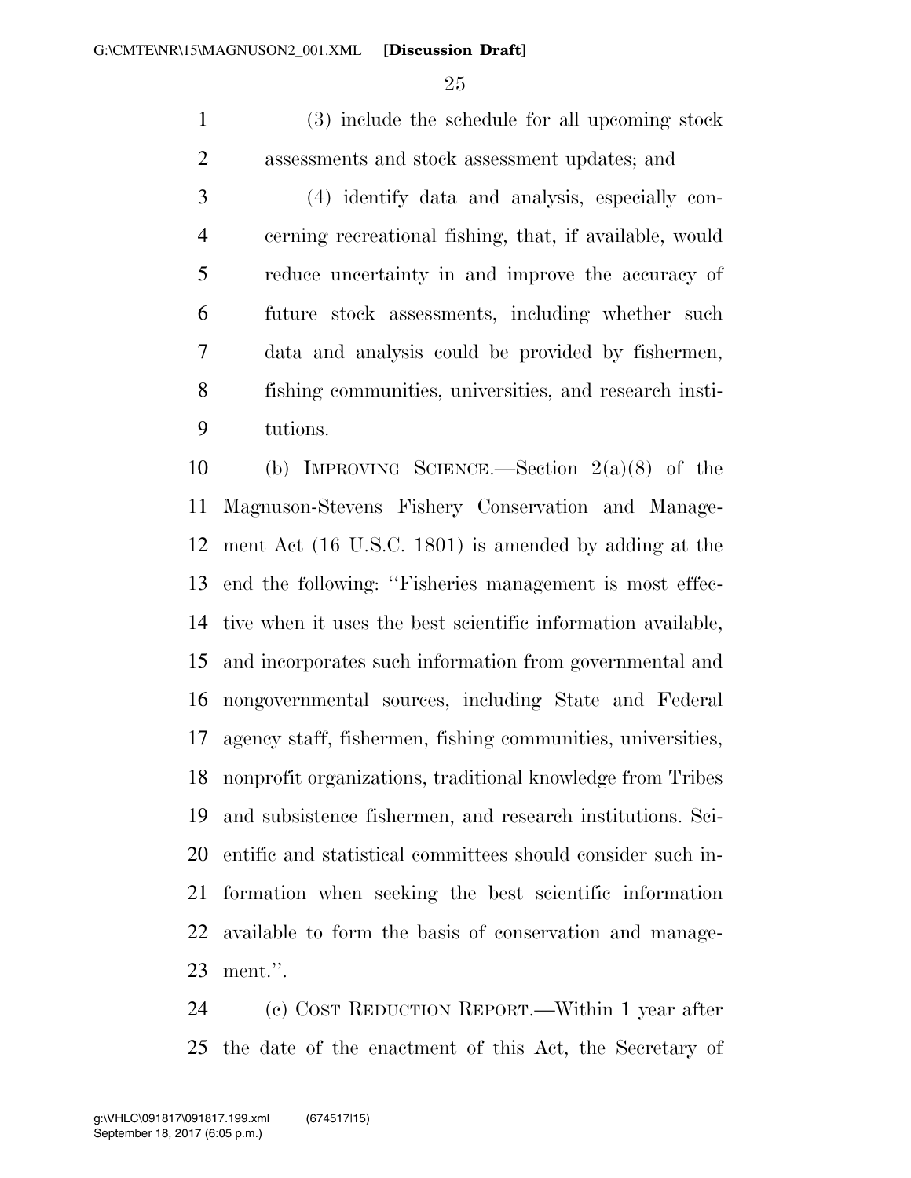(3) include the schedule for all upcoming stock assessments and stock assessment updates; and

(4) identify data and analysis, especially concerning recreational fishing, that, if available, would reduce uncertainty in and improve the accuracy of future stock assessments, including whether such data and analysis could be provided by fishermen, fishing communities, universities, and research institutions.

(b) IMPROVING SCIENCE.—Section 2(a)(8) of the Magnuson-Stevens Fishery Conservation and Management Act (16 U.S.C. 1801) is amended by adding at the end the following: "Fisheries management is most effective when it uses the best scientific information available, and incorporates such information from governmental and nongovernmental sources, including State and Federal agency staff, fishermen, fishing communities, universities, nonprofit organizations, traditional knowledge from Tribes and subsistence fishermen, and research institutions. Scientific and statistical committees should consider such information when seeking the best scientific information available to form the basis of conservation and management.".

(c) COST REDUCTION REPORT.—Within 1 year after the date of the enactment of this Act, the Secretary of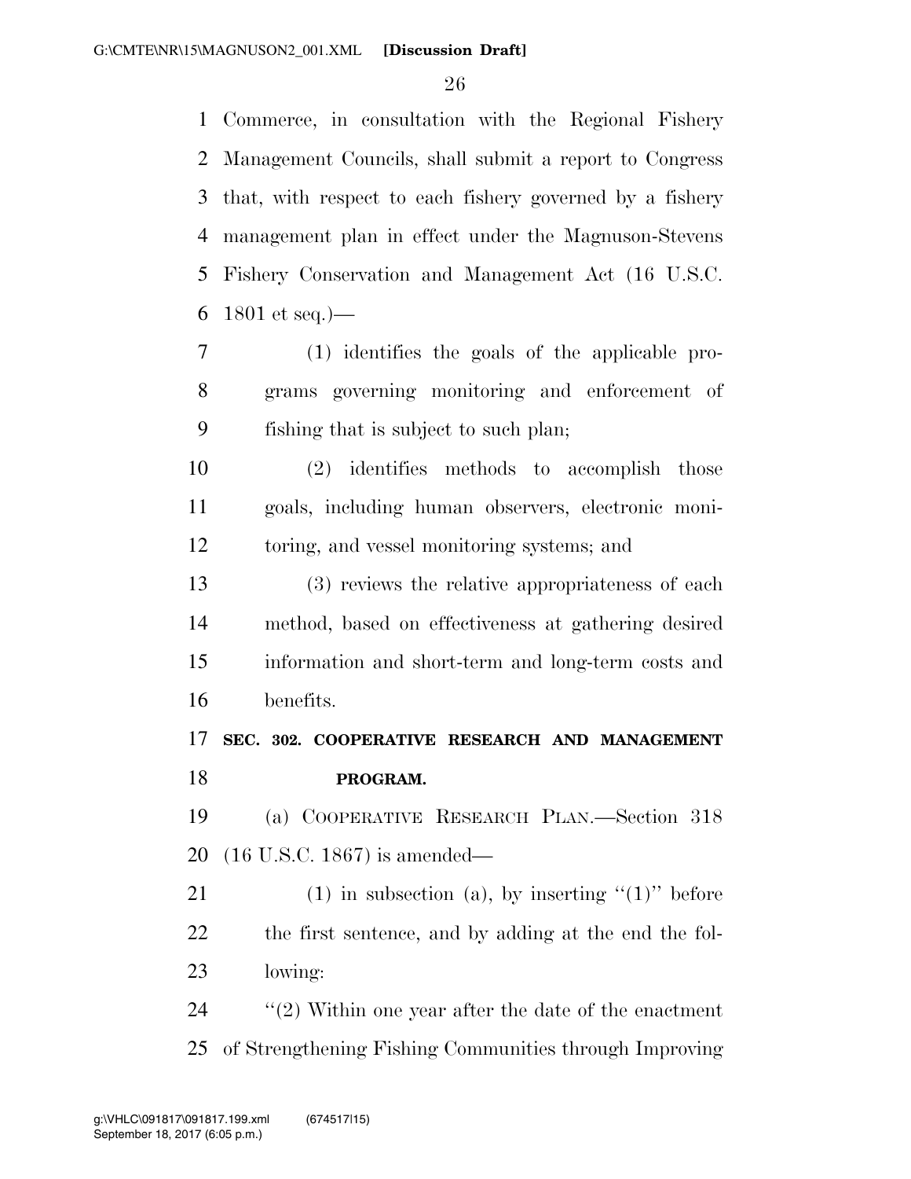Commerce, in consultation with the Regional Fishery Management Councils, shall submit a report to Congress that, with respect to each fishery governed by a fishery management plan in effect under the Magnuson-Stevens Fishery Conservation and Management Act (16 U.S.C. 1801 et seq.)—

(1) identifies the goals of the applicable programs governing monitoring and enforcement of fishing that is subject to such plan;

(2) identifies methods to accomplish those goals, including human observers, electronic monitoring, and vessel monitoring systems; and

(3) reviews the relative appropriateness of each method, based on effectiveness at gathering desired information and short-term and long-term costs and benefits.

**SEC. 302. COOPERATIVE RESEARCH AND MANAGEMENT PROGRAM.**

(a) COOPERATIVE RESEARCH PLAN.—Section 318 (16 U.S.C. 1867) is amended—

(1) in subsection (a), by inserting "(1)" before the first sentence, and by adding at the end the following:

"(2) Within one year after the date of the enactment of Strengthening Fishing Communities through Improving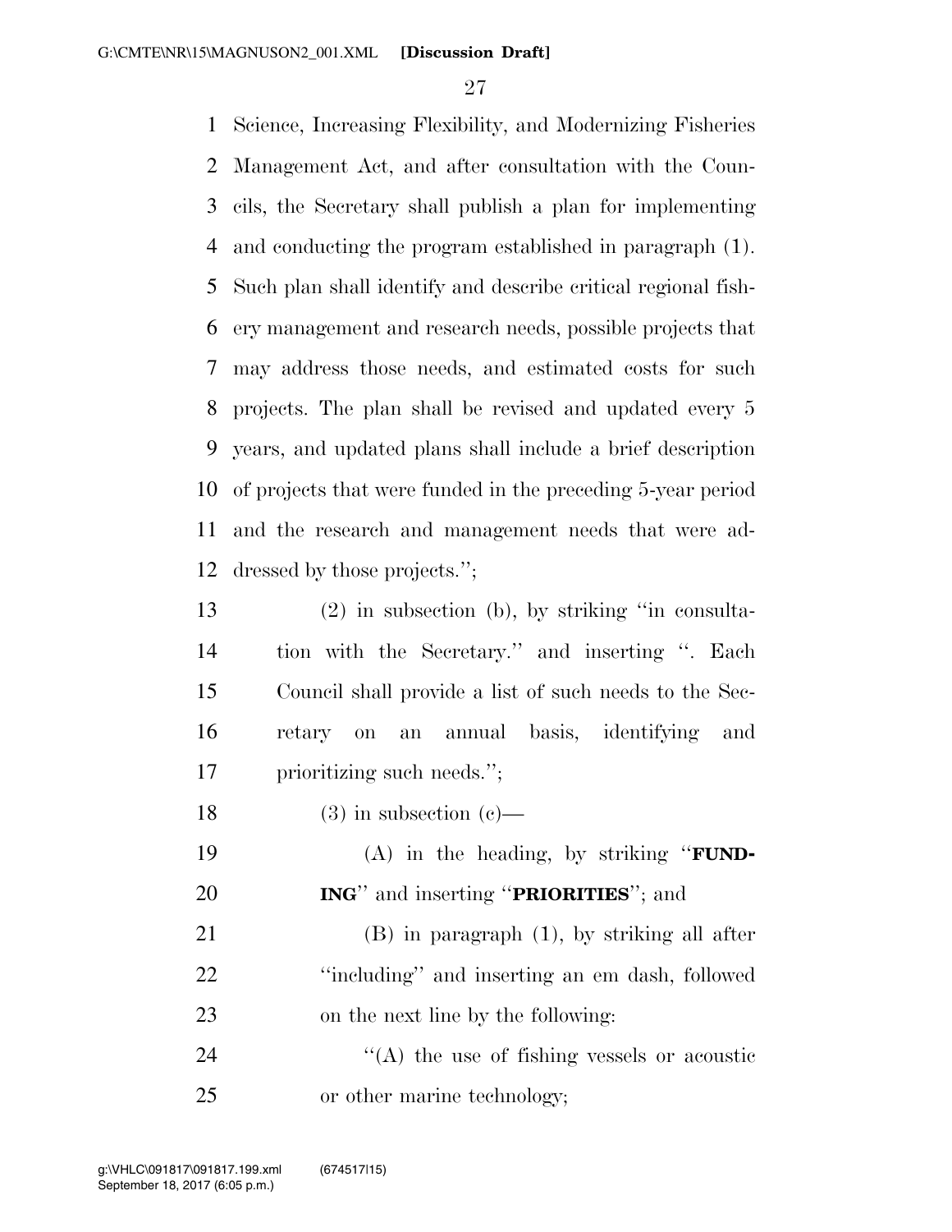Science, Increasing Flexibility, and Modernizing Fisheries Management Act, and after consultation with the Councils, the Secretary shall publish a plan for implementing and conducting the program established in paragraph (1). Such plan shall identify and describe critical regional fishery management and research needs, possible projects that may address those needs, and estimated costs for such projects. The plan shall be revised and updated every 5 years, and updated plans shall include a brief description of projects that were funded in the preceding 5-year period and the research and management needs that were addressed by those projects.'';

(2) in subsection (b), by striking ''in consultation with the Secretary.'' and inserting ''. Each Council shall provide a list of such needs to the Secretary on an annual basis, identifying and prioritizing such needs.'';

(3) in subsection (c)—

(A) in the heading, by striking ''**FUNDING**'' and inserting ''**PRIORITIES**''; and

(B) in paragraph (1), by striking all after ''including'' and inserting an em dash, followed on the next line by the following:

''(A) the use of fishing vessels or acoustic or other marine technology;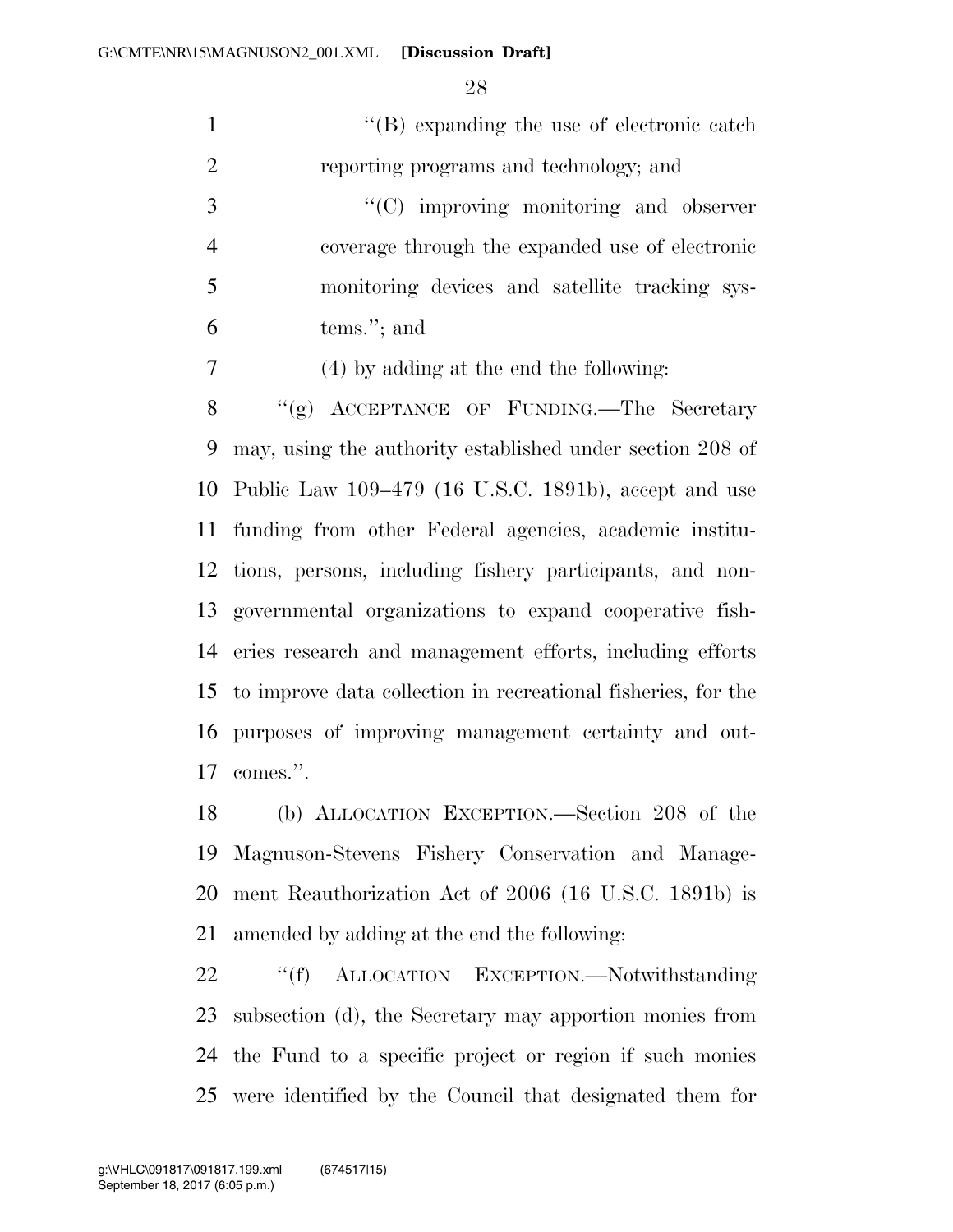"(B) expanding the use of electronic catch reporting programs and technology; and

"(C) improving monitoring and observer coverage through the expanded use of electronic monitoring devices and satellite tracking systems."; and

(4) by adding at the end the following:

"(g) ACCEPTANCE OF FUNDING.—The Secretary may, using the authority established under section 208 of Public Law 109–479 (16 U.S.C. 1891b), accept and use funding from other Federal agencies, academic institutions, persons, including fishery participants, and nongovernmental organizations to expand cooperative fisheries research and management efforts, including efforts to improve data collection in recreational fisheries, for the purposes of improving management certainty and outcomes.".

(b) ALLOCATION EXCEPTION.—Section 208 of the Magnuson-Stevens Fishery Conservation and Management Reauthorization Act of 2006 (16 U.S.C. 1891b) is amended by adding at the end the following:

"(f) ALLOCATION EXCEPTION.—Notwithstanding subsection (d), the Secretary may apportion monies from the Fund to a specific project or region if such monies were identified by the Council that designated them for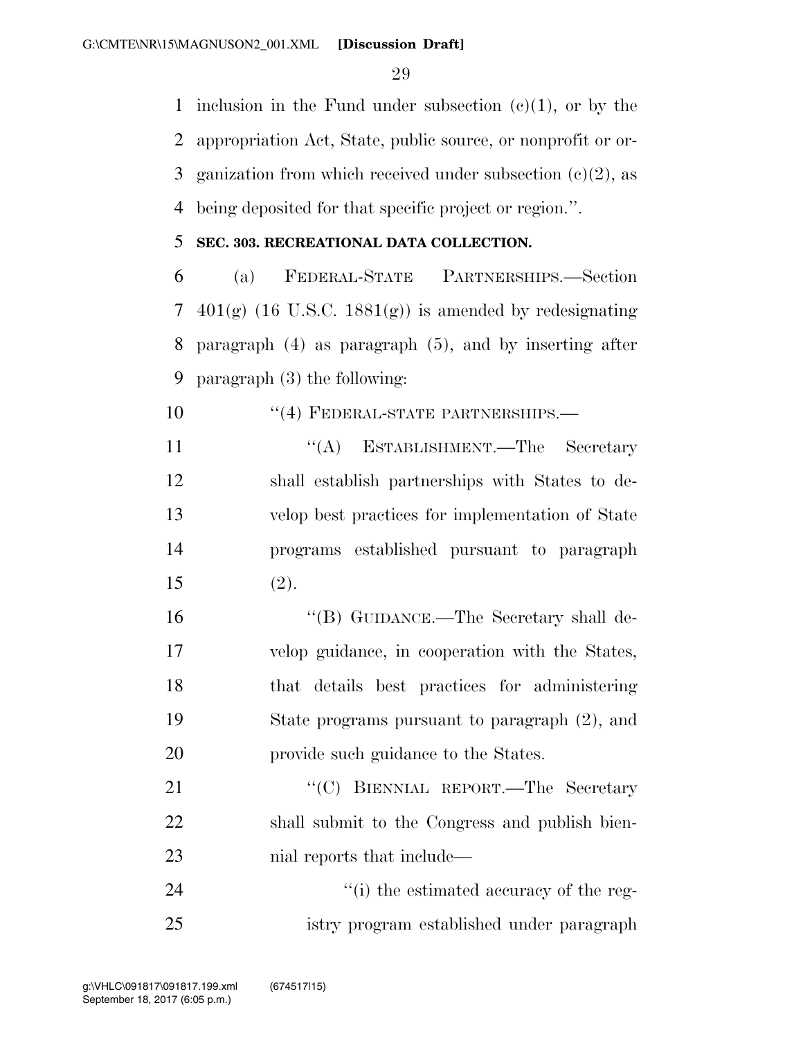inclusion in the Fund under subsection (c)(1), or by the appropriation Act, State, public source, or nonprofit or organization from which received under subsection (c)(2), as being deposited for that specific project or region.''.

**SEC. 303. RECREATIONAL DATA COLLECTION.**

(a) FEDERAL-STATE PARTNERSHIPS.—Section 401(g) (16 U.S.C. 1881(g)) is amended by redesignating paragraph (4) as paragraph (5), and by inserting after paragraph (3) the following:

> ''(4) FEDERAL-STATE PARTNERSHIPS.—
>
> ''(A) ESTABLISHMENT.—The Secretary shall establish partnerships with States to develop best practices for implementation of State programs established pursuant to paragraph (2).
>
> ''(B) GUIDANCE.—The Secretary shall develop guidance, in cooperation with the States, that details best practices for administering State programs pursuant to paragraph (2), and provide such guidance to the States.
>
> ''(C) BIENNIAL REPORT.—The Secretary shall submit to the Congress and publish biennial reports that include—
>
> ''(i) the estimated accuracy of the registry program established under paragraph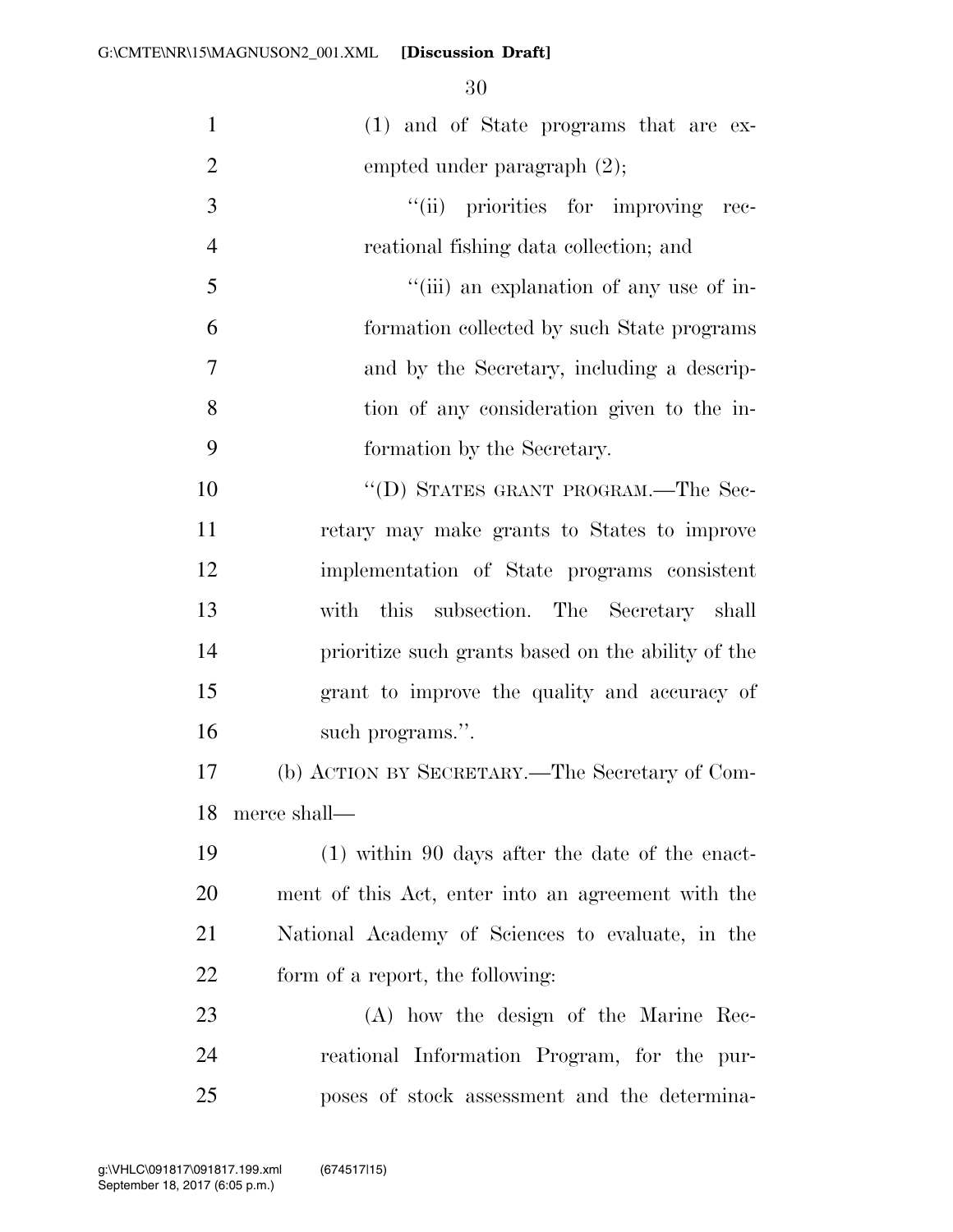(1) and of State programs that are exempted under paragraph (2);

"(ii) priorities for improving recreational fishing data collection; and

"(iii) an explanation of any use of information collected by such State programs and by the Secretary, including a description of any consideration given to the information by the Secretary.

"(D) STATES GRANT PROGRAM.—The Secretary may make grants to States to improve implementation of State programs consistent with this subsection. The Secretary shall prioritize such grants based on the ability of the grant to improve the quality and accuracy of such programs.".

(b) ACTION BY SECRETARY.—The Secretary of Commerce shall—

(1) within 90 days after the date of the enactment of this Act, enter into an agreement with the National Academy of Sciences to evaluate, in the form of a report, the following:

(A) how the design of the Marine Recreational Information Program, for the purposes of stock assessment and the determina-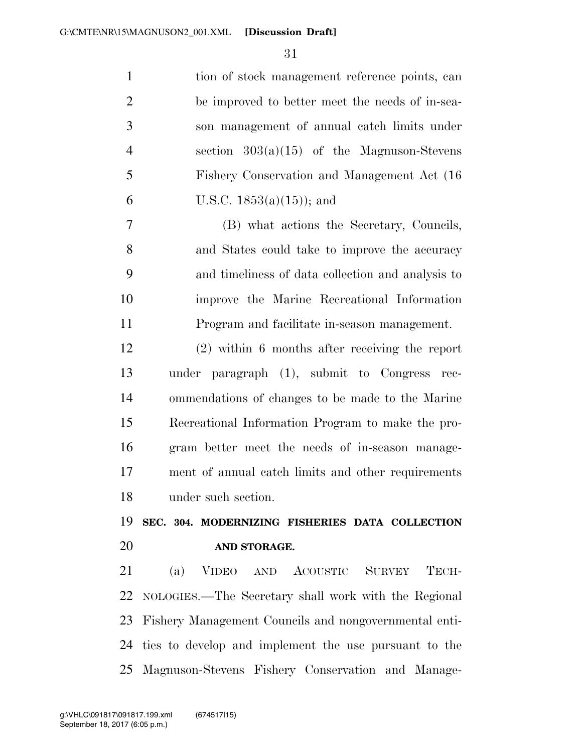tion of stock management reference points, can be improved to better meet the needs of in-season management of annual catch limits under section 303(a)(15) of the Magnuson-Stevens Fishery Conservation and Management Act (16 U.S.C. 1853(a)(15)); and

(B) what actions the Secretary, Councils, and States could take to improve the accuracy and timeliness of data collection and analysis to improve the Marine Recreational Information Program and facilitate in-season management.

(2) within 6 months after receiving the report under paragraph (1), submit to Congress recommendations of changes to be made to the Marine Recreational Information Program to make the program better meet the needs of in-season management of annual catch limits and other requirements under such section.

**SEC. 304. MODERNIZING FISHERIES DATA COLLECTION AND STORAGE.**

(a) VIDEO AND ACOUSTIC SURVEY TECHNOLOGIES.—The Secretary shall work with the Regional Fishery Management Councils and nongovernmental entities to develop and implement the use pursuant to the Magnuson-Stevens Fishery Conservation and Manage-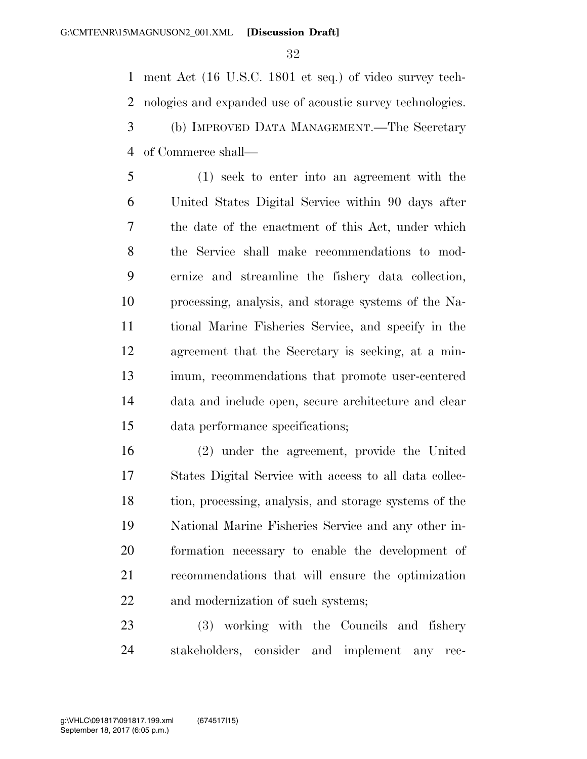ment Act (16 U.S.C. 1801 et seq.) of video survey technologies and expanded use of acoustic survey technologies.

(b) IMPROVED DATA MANAGEMENT.—The Secretary of Commerce shall—

(1) seek to enter into an agreement with the United States Digital Service within 90 days after the date of the enactment of this Act, under which the Service shall make recommendations to modernize and streamline the fishery data collection, processing, analysis, and storage systems of the National Marine Fisheries Service, and specify in the agreement that the Secretary is seeking, at a minimum, recommendations that promote user-centered data and include open, secure architecture and clear data performance specifications;

(2) under the agreement, provide the United States Digital Service with access to all data collection, processing, analysis, and storage systems of the National Marine Fisheries Service and any other information necessary to enable the development of recommendations that will ensure the optimization and modernization of such systems;

(3) working with the Councils and fishery stakeholders, consider and implement any rec-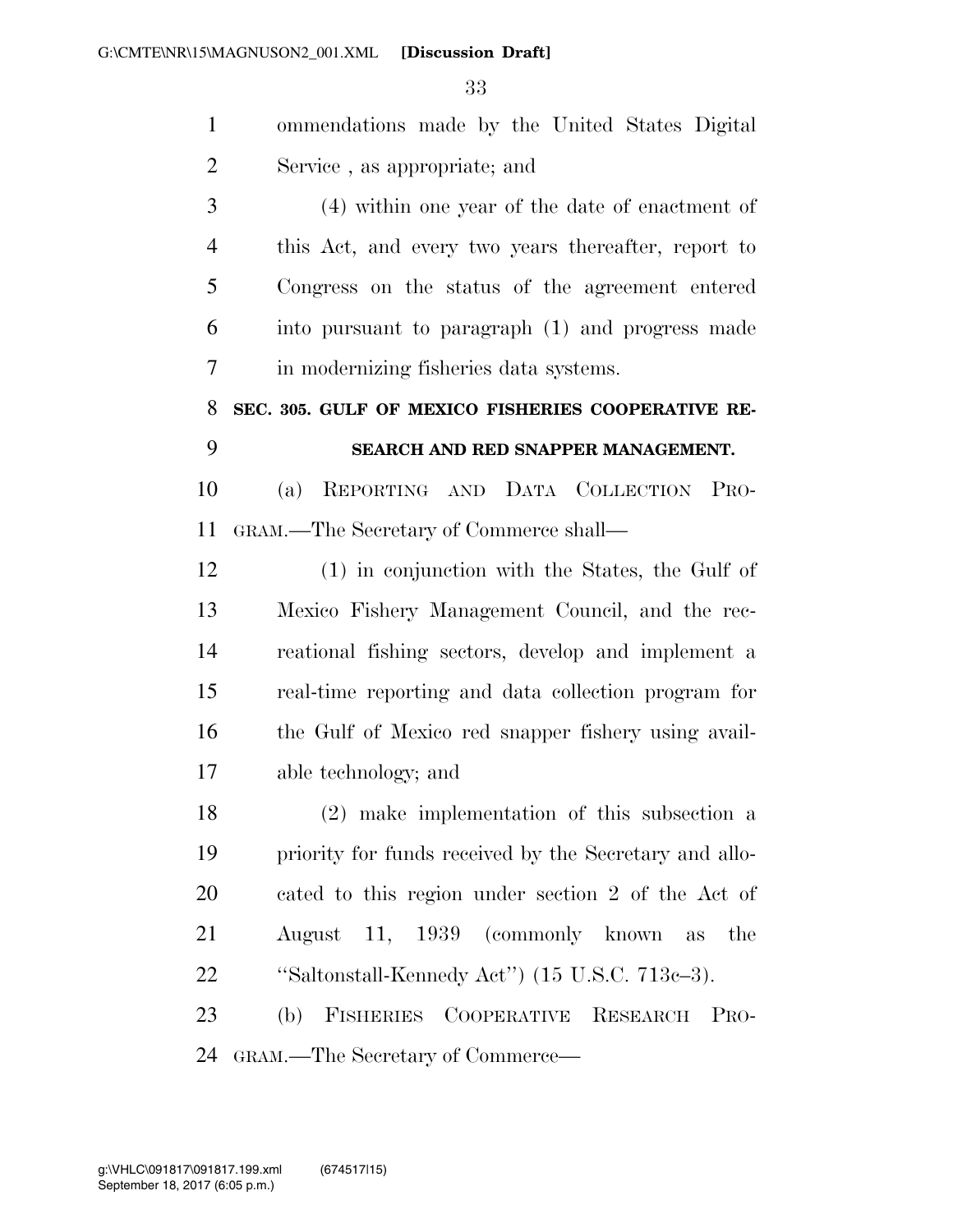ommendations made by the United States Digital Service , as appropriate; and

(4) within one year of the date of enactment of this Act, and every two years thereafter, report to Congress on the status of the agreement entered into pursuant to paragraph (1) and progress made in modernizing fisheries data systems.

**SEC. 305. GULF OF MEXICO FISHERIES COOPERATIVE RESEARCH AND RED SNAPPER MANAGEMENT.**

(a) REPORTING AND DATA COLLECTION PROGRAM.—The Secretary of Commerce shall—

(1) in conjunction with the States, the Gulf of Mexico Fishery Management Council, and the recreational fishing sectors, develop and implement a real-time reporting and data collection program for the Gulf of Mexico red snapper fishery using available technology; and

(2) make implementation of this subsection a priority for funds received by the Secretary and allocated to this region under section 2 of the Act of August 11, 1939 (commonly known as the ''Saltonstall-Kennedy Act'') (15 U.S.C. 713c–3).

(b) FISHERIES COOPERATIVE RESEARCH PROGRAM.—The Secretary of Commerce—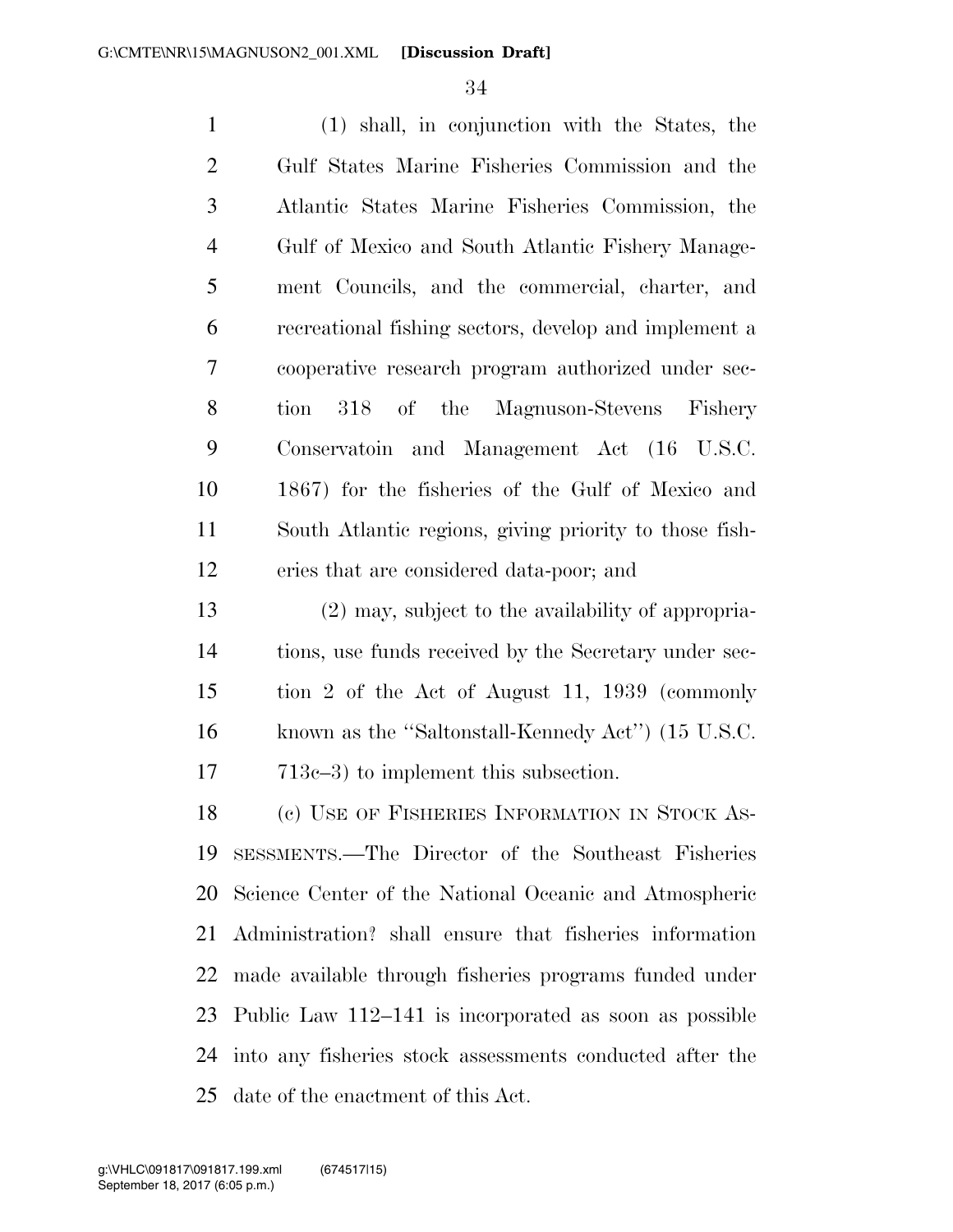(1) shall, in conjunction with the States, the Gulf States Marine Fisheries Commission and the Atlantic States Marine Fisheries Commission, the Gulf of Mexico and South Atlantic Fishery Management Councils, and the commercial, charter, and recreational fishing sectors, develop and implement a cooperative research program authorized under section 318 of the Magnuson-Stevens Fishery Conservatoin and Management Act (16 U.S.C. 1867) for the fisheries of the Gulf of Mexico and South Atlantic regions, giving priority to those fisheries that are considered data-poor; and

(2) may, subject to the availability of appropriations, use funds received by the Secretary under section 2 of the Act of August 11, 1939 (commonly known as the ''Saltonstall-Kennedy Act'') (15 U.S.C. 713c–3) to implement this subsection.

(c) USE OF FISHERIES INFORMATION IN STOCK ASSESSMENTS.—The Director of the Southeast Fisheries Science Center of the National Oceanic and Atmospheric Administration? shall ensure that fisheries information made available through fisheries programs funded under Public Law 112–141 is incorporated as soon as possible into any fisheries stock assessments conducted after the date of the enactment of this Act.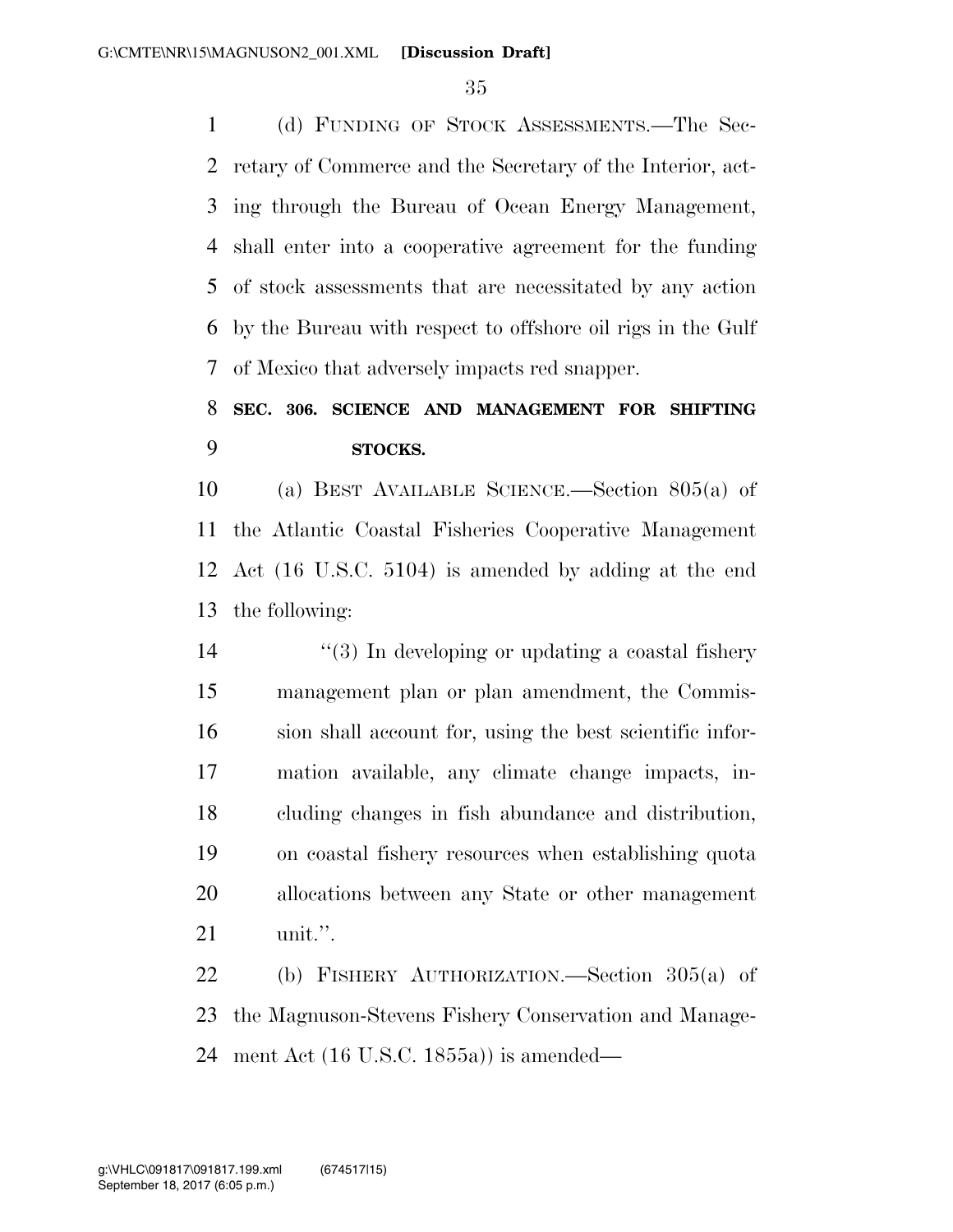(d) FUNDING OF STOCK ASSESSMENTS.—The Secretary of Commerce and the Secretary of the Interior, acting through the Bureau of Ocean Energy Management, shall enter into a cooperative agreement for the funding of stock assessments that are necessitated by any action by the Bureau with respect to offshore oil rigs in the Gulf of Mexico that adversely impacts red snapper.

**SEC. 306. SCIENCE AND MANAGEMENT FOR SHIFTING STOCKS.**

(a) BEST AVAILABLE SCIENCE.—Section 805(a) of the Atlantic Coastal Fisheries Cooperative Management Act (16 U.S.C. 5104) is amended by adding at the end the following:

"(3) In developing or updating a coastal fishery management plan or plan amendment, the Commission shall account for, using the best scientific information available, any climate change impacts, including changes in fish abundance and distribution, on coastal fishery resources when establishing quota allocations between any State or other management unit.".

(b) FISHERY AUTHORIZATION.—Section 305(a) of the Magnuson-Stevens Fishery Conservation and Management Act (16 U.S.C. 1855a)) is amended—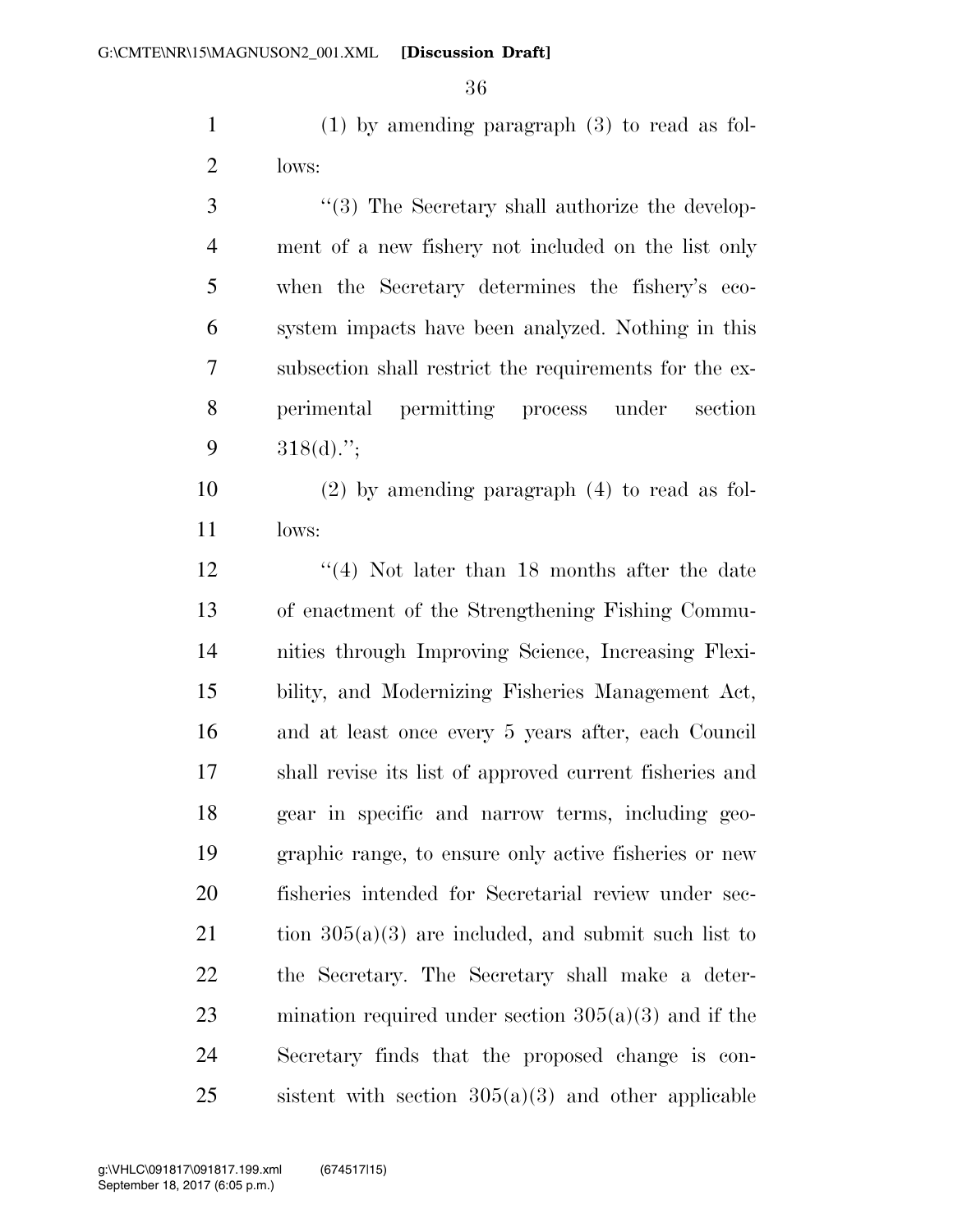(1) by amending paragraph (3) to read as follows:

"(3) The Secretary shall authorize the development of a new fishery not included on the list only when the Secretary determines the fishery's ecosystem impacts have been analyzed. Nothing in this subsection shall restrict the requirements for the experimental permitting process under section 318(d).";

(2) by amending paragraph (4) to read as follows:

"(4) Not later than 18 months after the date of enactment of the Strengthening Fishing Communities through Improving Science, Increasing Flexibility, and Modernizing Fisheries Management Act, and at least once every 5 years after, each Council shall revise its list of approved current fisheries and gear in specific and narrow terms, including geographic range, to ensure only active fisheries or new fisheries intended for Secretarial review under section 305(a)(3) are included, and submit such list to the Secretary. The Secretary shall make a determination required under section 305(a)(3) and if the Secretary finds that the proposed change is consistent with section 305(a)(3) and other applicable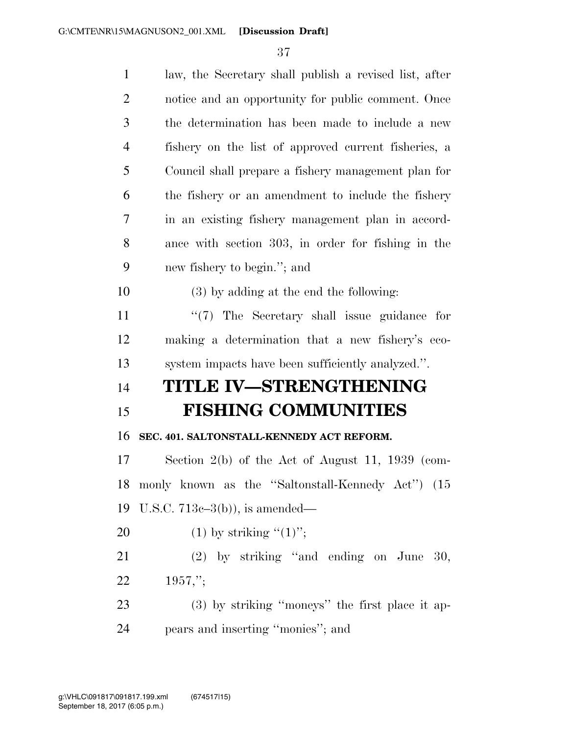law, the Secretary shall publish a revised list, after notice and an opportunity for public comment. Once the determination has been made to include a new fishery on the list of approved current fisheries, a Council shall prepare a fishery management plan for the fishery or an amendment to include the fishery in an existing fishery management plan in accordance with section 303, in order for fishing in the new fishery to begin.''; and

(3) by adding at the end the following:

''(7) The Secretary shall issue guidance for making a determination that a new fishery's ecosystem impacts have been sufficiently analyzed.''.

# TITLE IV—STRENGTHENING FISHING COMMUNITIES

**SEC. 401. SALTONSTALL-KENNEDY ACT REFORM.**

Section 2(b) of the Act of August 11, 1939 (commonly known as the ''Saltonstall-Kennedy Act'') (15 U.S.C. 713c–3(b)), is amended—

(1) by striking ''(1)'';

(2) by striking ''and ending on June 30, 1957,'';

(3) by striking ''moneys'' the first place it appears and inserting ''monies''; and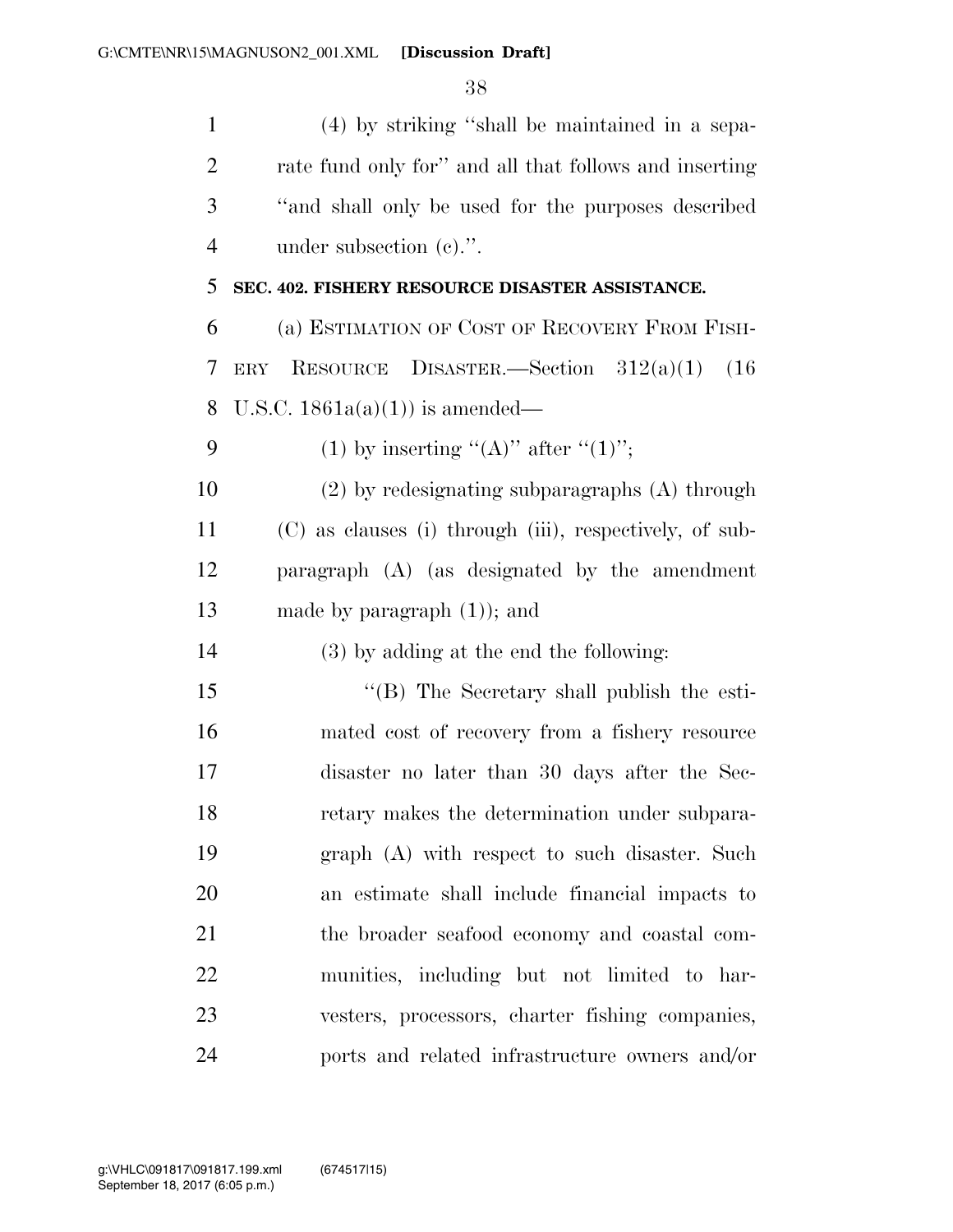(4) by striking "shall be maintained in a separate fund only for" and all that follows and inserting "and shall only be used for the purposes described under subsection (c).".

**SEC. 402. FISHERY RESOURCE DISASTER ASSISTANCE.**

(a) ESTIMATION OF COST OF RECOVERY FROM FISHERY RESOURCE DISASTER.—Section 312(a)(1) (16 U.S.C. 1861a(a)(1)) is amended—

(1) by inserting "(A)" after "(1)";

(2) by redesignating subparagraphs (A) through (C) as clauses (i) through (iii), respectively, of subparagraph (A) (as designated by the amendment made by paragraph (1)); and

(3) by adding at the end the following:

"(B) The Secretary shall publish the estimated cost of recovery from a fishery resource disaster no later than 30 days after the Secretary makes the determination under subparagraph (A) with respect to such disaster. Such an estimate shall include financial impacts to the broader seafood economy and coastal communities, including but not limited to harvesters, processors, charter fishing companies, ports and related infrastructure owners and/or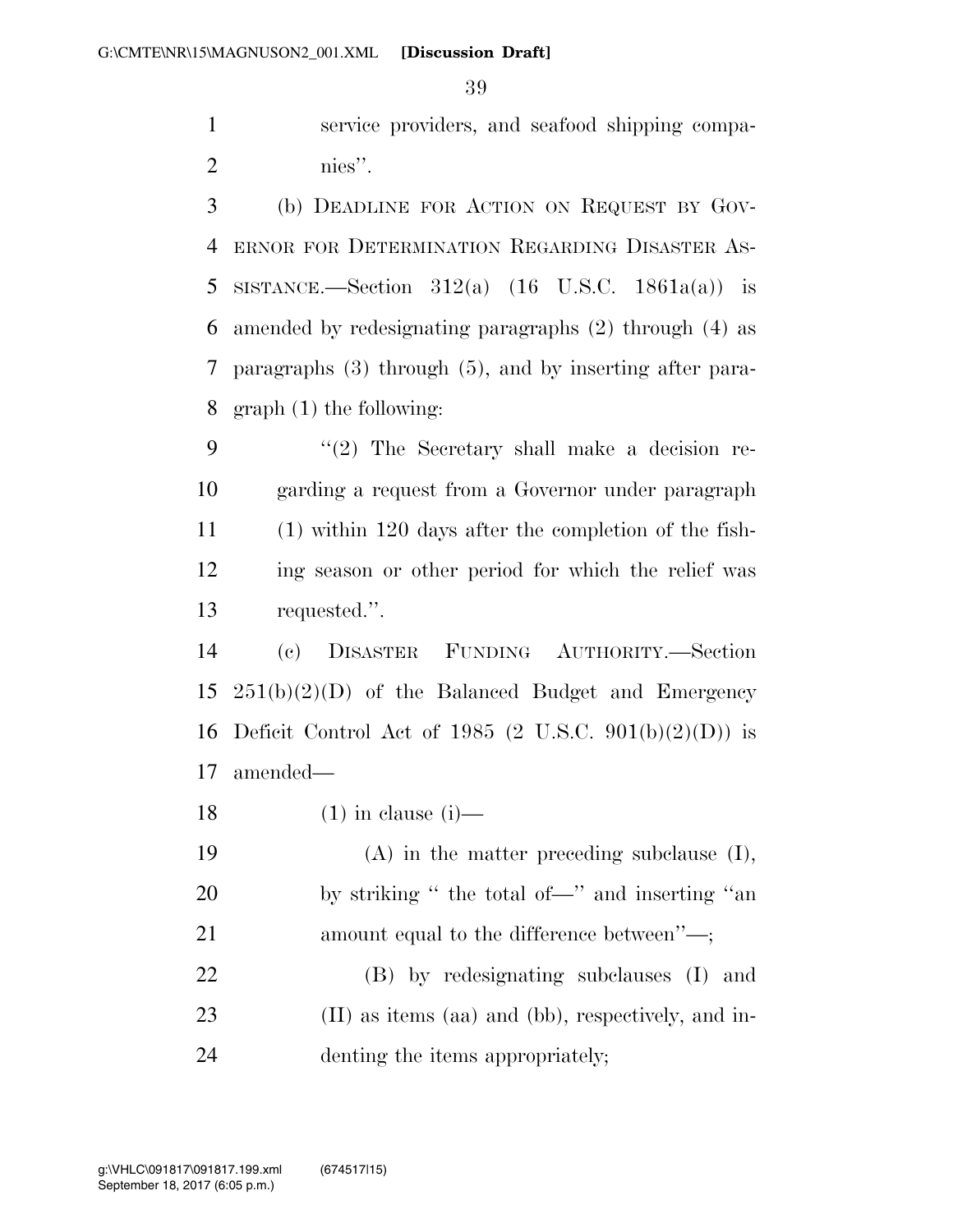service providers, and seafood shipping companies''.

(b) DEADLINE FOR ACTION ON REQUEST BY GOVERNOR FOR DETERMINATION REGARDING DISASTER ASSISTANCE.—Section 312(a) (16 U.S.C. 1861a(a)) is amended by redesignating paragraphs (2) through (4) as paragraphs (3) through (5), and by inserting after paragraph (1) the following:

''(2) The Secretary shall make a decision regarding a request from a Governor under paragraph (1) within 120 days after the completion of the fishing season or other period for which the relief was requested.''.

(c) DISASTER FUNDING AUTHORITY.—Section 251(b)(2)(D) of the Balanced Budget and Emergency Deficit Control Act of 1985 (2 U.S.C. 901(b)(2)(D)) is amended—

(1) in clause (i)—

(A) in the matter preceding subclause (I), by striking '' the total of—'' and inserting ''an amount equal to the difference between''—;

(B) by redesignating subclauses (I) and (II) as items (aa) and (bb), respectively, and indenting the items appropriately;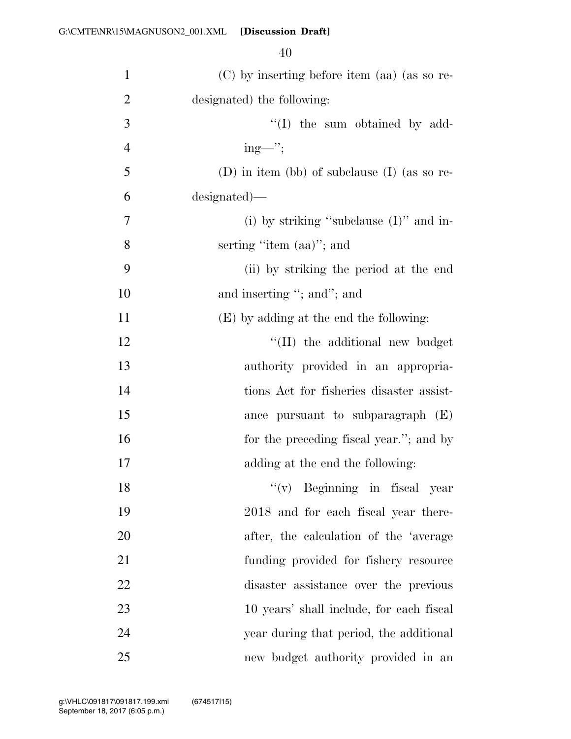(C) by inserting before item (aa) (as so redesignated) the following:

"(I) the sum obtained by adding—";

(D) in item (bb) of subclause (I) (as so redesignated)—

(i) by striking "subclause (I)" and inserting "item (aa)"; and

(ii) by striking the period at the end and inserting "; and"; and

(E) by adding at the end the following:

"(II) the additional new budget authority provided in an appropriations Act for fisheries disaster assistance pursuant to subparagraph (E) for the preceding fiscal year."; and by adding at the end the following:

"(v) Beginning in fiscal year 2018 and for each fiscal year thereafter, the calculation of the 'average funding provided for fishery resource disaster assistance over the previous 10 years' shall include, for each fiscal year during that period, the additional new budget authority provided in an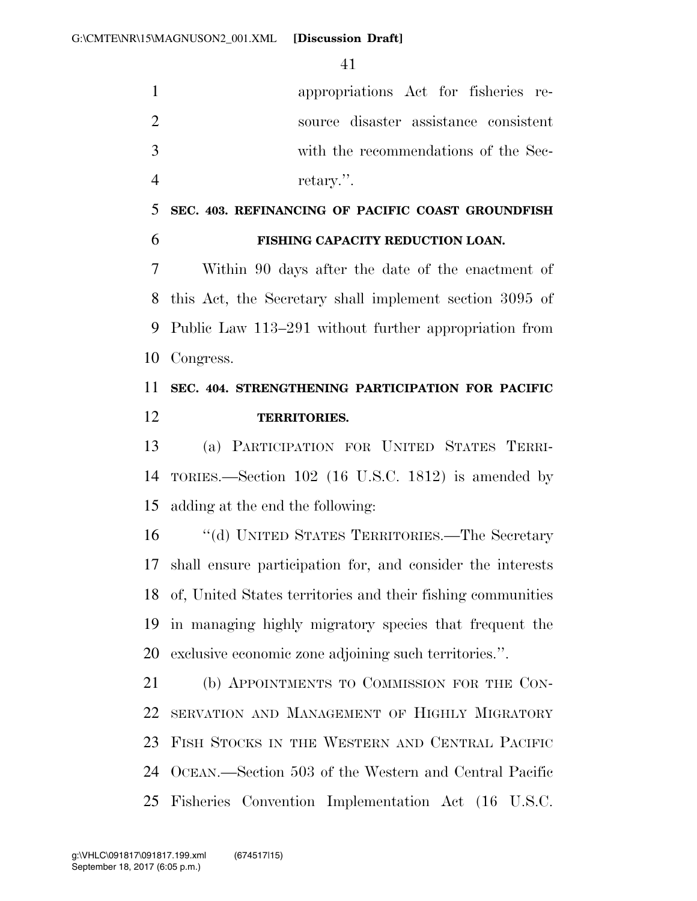appropriations Act for fisheries resource disaster assistance consistent with the recommendations of the Secretary.''.

**SEC. 403. REFINANCING OF PACIFIC COAST GROUNDFISH FISHING CAPACITY REDUCTION LOAN.**

Within 90 days after the date of the enactment of this Act, the Secretary shall implement section 3095 of Public Law 113–291 without further appropriation from Congress.

**SEC. 404. STRENGTHENING PARTICIPATION FOR PACIFIC TERRITORIES.**

(a) PARTICIPATION FOR UNITED STATES TERRITORIES.—Section 102 (16 U.S.C. 1812) is amended by adding at the end the following:

''(d) UNITED STATES TERRITORIES.—The Secretary shall ensure participation for, and consider the interests of, United States territories and their fishing communities in managing highly migratory species that frequent the exclusive economic zone adjoining such territories.''.

(b) APPOINTMENTS TO COMMISSION FOR THE CONSERVATION AND MANAGEMENT OF HIGHLY MIGRATORY FISH STOCKS IN THE WESTERN AND CENTRAL PACIFIC OCEAN.—Section 503 of the Western and Central Pacific Fisheries Convention Implementation Act (16 U.S.C.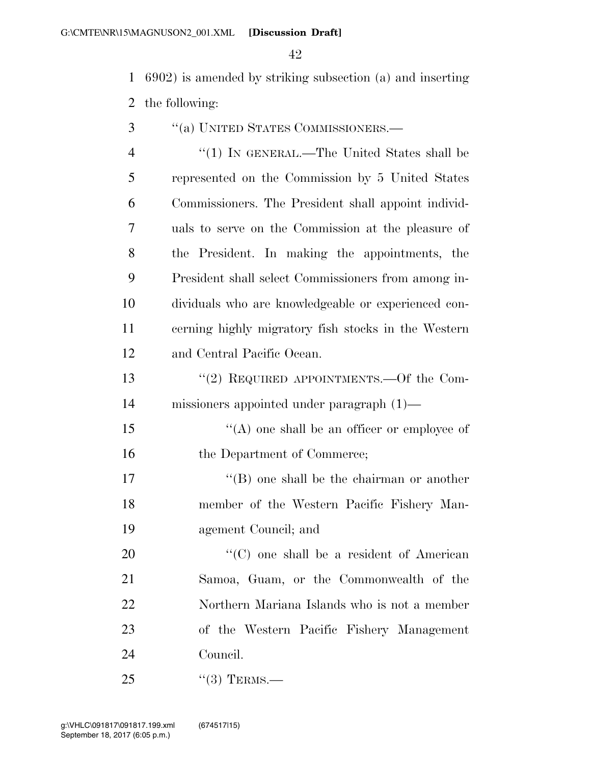6902) is amended by striking subsection (a) and inserting the following:

"(a) UNITED STATES COMMISSIONERS.—

"(1) IN GENERAL.—The United States shall be represented on the Commission by 5 United States Commissioners. The President shall appoint individuals to serve on the Commission at the pleasure of the President. In making the appointments, the President shall select Commissioners from among individuals who are knowledgeable or experienced concerning highly migratory fish stocks in the Western and Central Pacific Ocean.

"(2) REQUIRED APPOINTMENTS.—Of the Commissioners appointed under paragraph (1)—

"(A) one shall be an officer or employee of the Department of Commerce;

"(B) one shall be the chairman or another member of the Western Pacific Fishery Management Council; and

"(C) one shall be a resident of American Samoa, Guam, or the Commonwealth of the Northern Mariana Islands who is not a member of the Western Pacific Fishery Management Council.

"(3) TERMS.—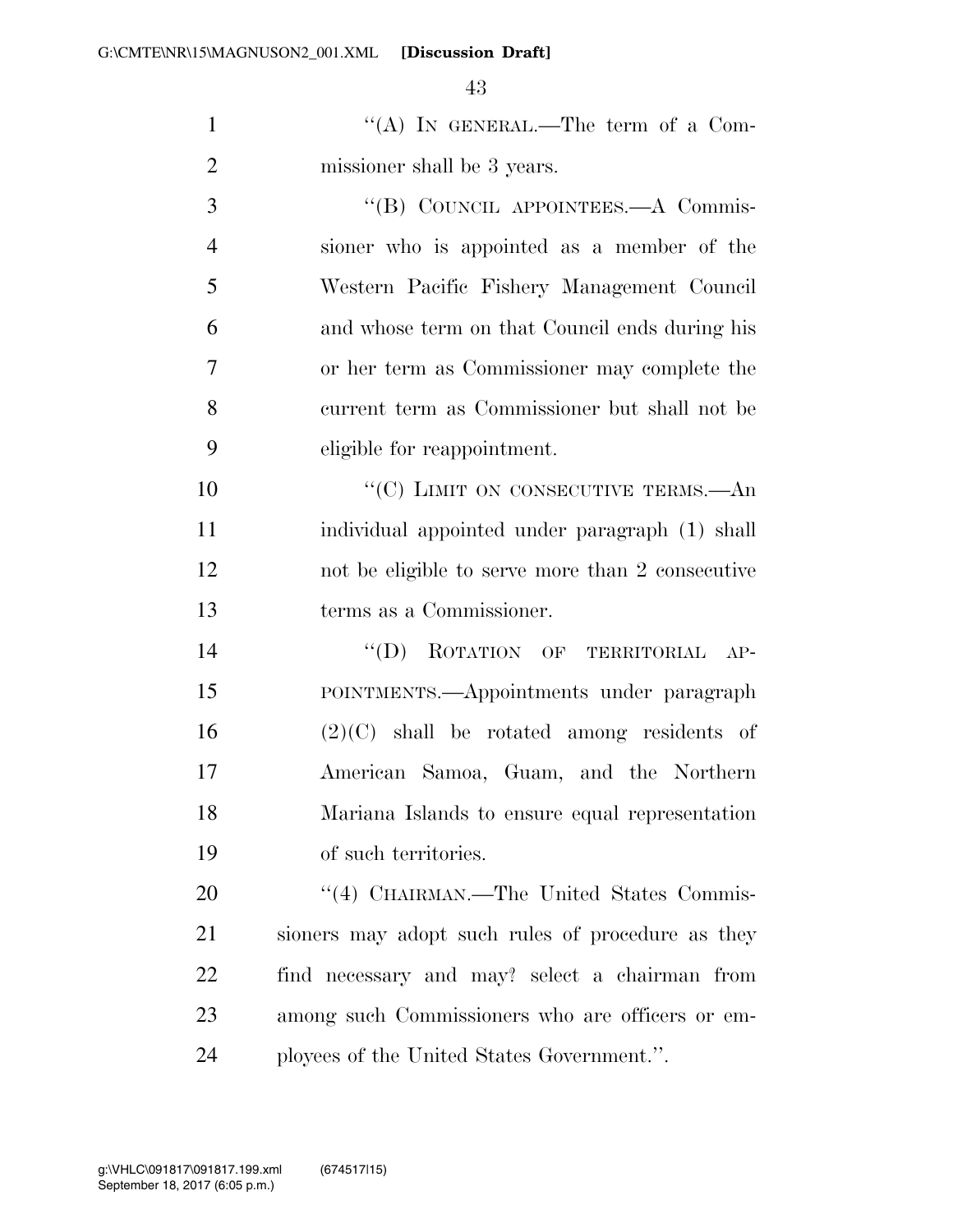"(A) IN GENERAL.—The term of a Commissioner shall be 3 years.

"(B) COUNCIL APPOINTEES.—A Commissioner who is appointed as a member of the Western Pacific Fishery Management Council and whose term on that Council ends during his or her term as Commissioner may complete the current term as Commissioner but shall not be eligible for reappointment.

"(C) LIMIT ON CONSECUTIVE TERMS.—An individual appointed under paragraph (1) shall not be eligible to serve more than 2 consecutive terms as a Commissioner.

"(D) ROTATION OF TERRITORIAL APPOINTMENTS.—Appointments under paragraph (2)(C) shall be rotated among residents of American Samoa, Guam, and the Northern Mariana Islands to ensure equal representation of such territories.

"(4) CHAIRMAN.—The United States Commissioners may adopt such rules of procedure as they find necessary and may? select a chairman from among such Commissioners who are officers or employees of the United States Government.".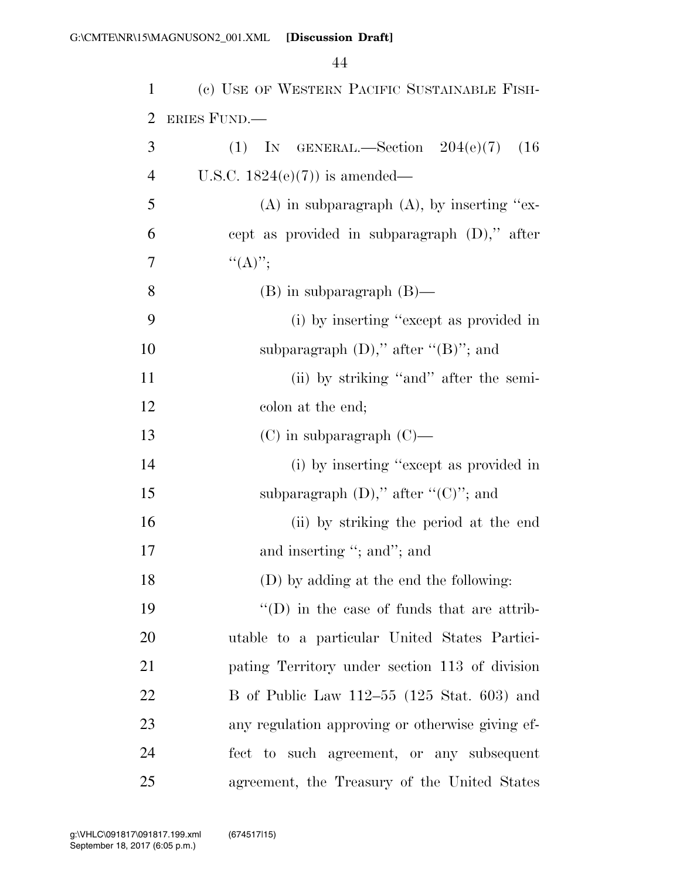(c) USE OF WESTERN PACIFIC SUSTAINABLE FISHERIES FUND.—

(1) IN GENERAL.—Section 204(e)(7) (16 U.S.C. 1824(e)(7)) is amended—

(A) in subparagraph (A), by inserting "except as provided in subparagraph (D)," after "(A)";

(B) in subparagraph (B)—

(i) by inserting "except as provided in subparagraph (D)," after "(B)"; and

(ii) by striking "and" after the semicolon at the end;

(C) in subparagraph (C)—

(i) by inserting "except as provided in subparagraph (D)," after "(C)"; and

(ii) by striking the period at the end and inserting "; and"; and

(D) by adding at the end the following:

"(D) in the case of funds that are attributable to a particular United States Participating Territory under section 113 of division B of Public Law 112–55 (125 Stat. 603) and any regulation approving or otherwise giving effect to such agreement, or any subsequent agreement, the Treasury of the United States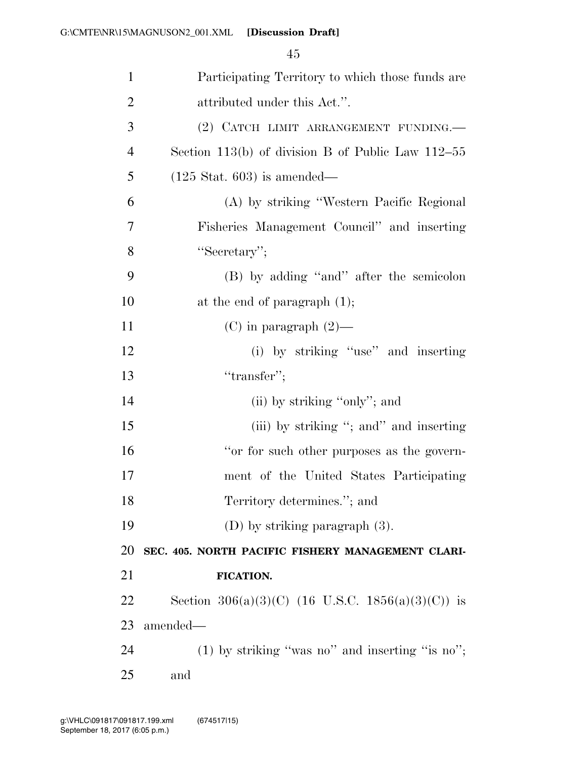Participating Territory to which those funds are attributed under this Act.''.

(2) CATCH LIMIT ARRANGEMENT FUNDING.—Section 113(b) of division B of Public Law 112–55 (125 Stat. 603) is amended—

(A) by striking ''Western Pacific Regional Fisheries Management Council'' and inserting ''Secretary'';

(B) by adding ''and'' after the semicolon at the end of paragraph (1);

(C) in paragraph (2)—

(i) by striking ''use'' and inserting ''transfer'';

(ii) by striking ''only''; and

(iii) by striking ''; and'' and inserting ''or for such other purposes as the government of the United States Participating Territory determines.''; and

(D) by striking paragraph (3).

**SEC. 405. NORTH PACIFIC FISHERY MANAGEMENT CLARIFICATION.**

Section 306(a)(3)(C) (16 U.S.C. 1856(a)(3)(C)) is amended—

(1) by striking ''was no'' and inserting ''is no''; and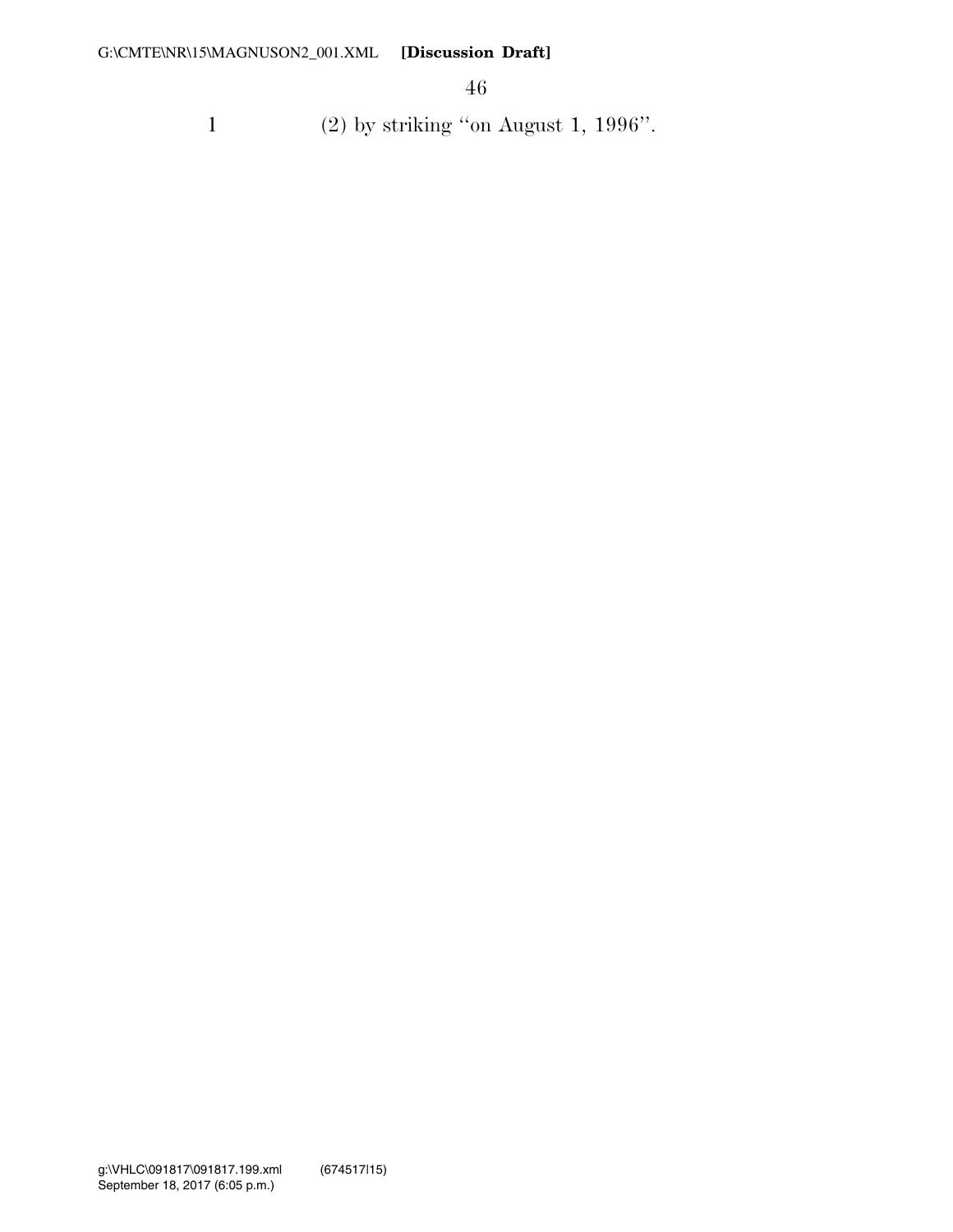(2) by striking "on August 1, 1996".